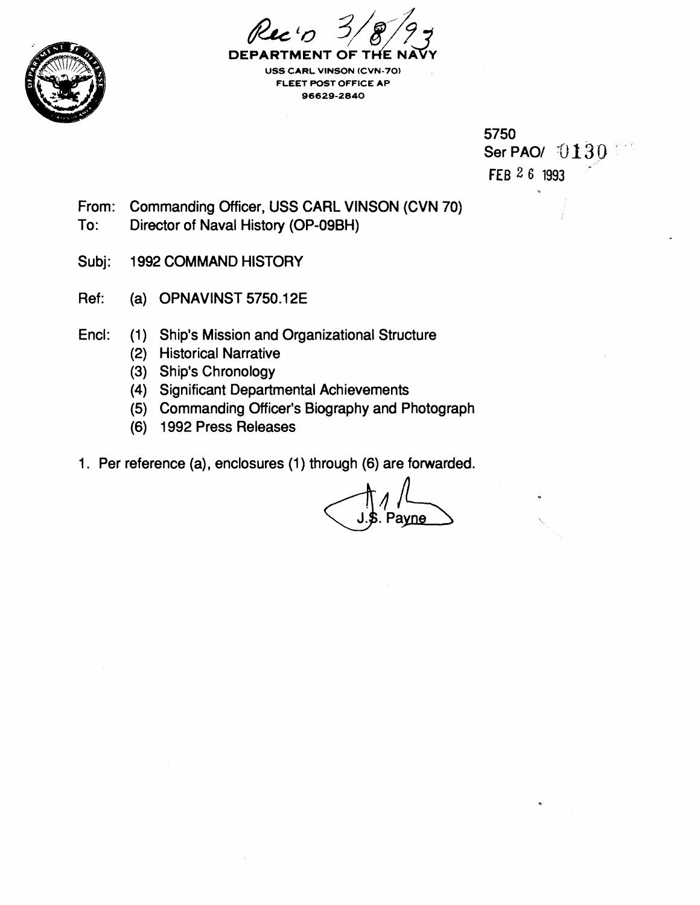Rec'd 3/8/93

**DEPARTMENT OF THE NAVY**
USS CARL VINSON (CVN-70)
FLEET POST OFFICE AP
96629-2840

5750
Ser PAO/ 0130
FEB 26 1993

From: Commanding Officer, USS CARL VINSON (CVN 70)
To: Director of Naval History (OP-09BH)

Subj: 1992 COMMAND HISTORY

Ref: (a) OPNAVINST 5750.12E

Encl: (1) Ship's Mission and Organizational Structure
(2) Historical Narrative
(3) Ship's Chronology
(4) Significant Departmental Achievements
(5) Commanding Officer's Biography and Photograph
(6) 1992 Press Releases

1. Per reference (a), enclosures (1) through (6) are forwarded.

J.S. Payne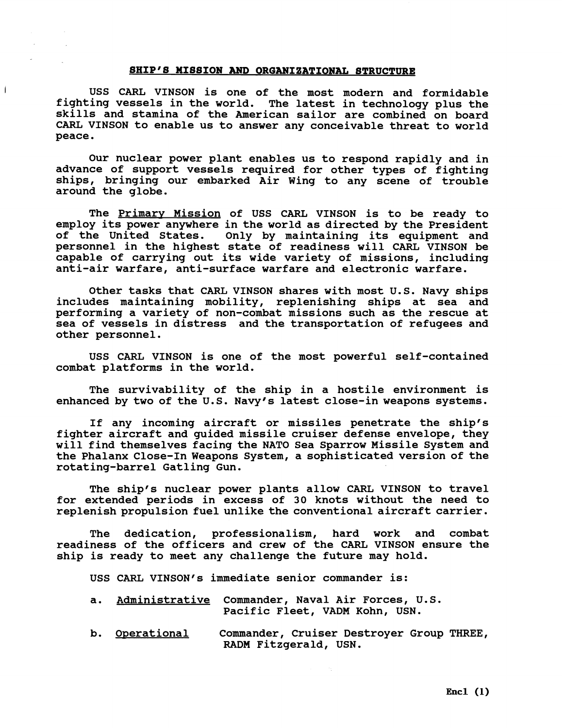## SHIP'S MISSION AND ORGANIZATIONAL STRUCTURE

USS CARL VINSON is one of the most modern and formidable fighting vessels in the world. The latest in technology plus the skills and stamina of the American sailor are combined on board CARL VINSON to enable us to answer any conceivable threat to world peace.

Our nuclear power plant enables us to respond rapidly and in advance of support vessels required for other types of fighting ships, bringing our embarked Air Wing to any scene of trouble around the globe.

The Primary Mission of USS CARL VINSON is to be ready to employ its power anywhere in the world as directed by the President of the United States. Only by maintaining its equipment and personnel in the highest state of readiness will CARL VINSON be capable of carrying out its wide variety of missions, including anti-air warfare, anti-surface warfare and electronic warfare.

Other tasks that CARL VINSON shares with most U.S. Navy ships includes maintaining mobility, replenishing ships at sea and performing a variety of non-combat missions such as the rescue at sea of vessels in distress and the transportation of refugees and other personnel.

USS CARL VINSON is one of the most powerful self-contained combat platforms in the world.

The survivability of the ship in a hostile environment is enhanced by two of the U.S. Navy's latest close-in weapons systems.

If any incoming aircraft or missiles penetrate the ship's fighter aircraft and guided missile cruiser defense envelope, they will find themselves facing the NATO Sea Sparrow Missile System and the Phalanx Close-In Weapons System, a sophisticated version of the rotating-barrel Gatling Gun.

The ship's nuclear power plants allow CARL VINSON to travel for extended periods in excess of 30 knots without the need to replenish propulsion fuel unlike the conventional aircraft carrier.

The dedication, professionalism, hard work and combat readiness of the officers and crew of the CARL VINSON ensure the ship is ready to meet any challenge the future may hold.

USS CARL VINSON's immediate senior commander is:

a. Administrative   Commander, Naval Air Forces, U.S. Pacific Fleet, VADM Kohn, USN.

b. Operational   Commander, Cruiser Destroyer Group THREE, RADM Fitzgerald, USN.

Encl (1)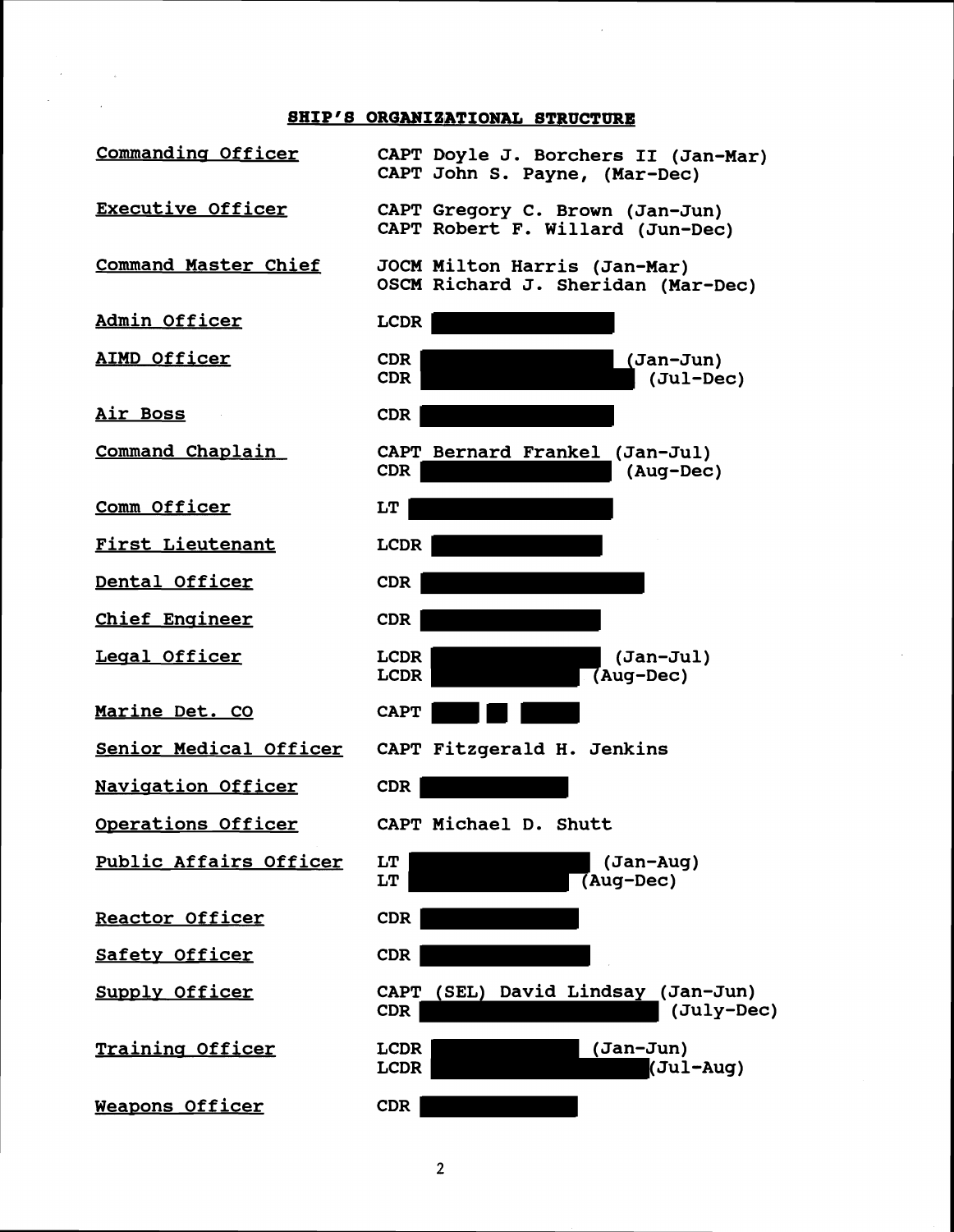## SHIP'S ORGANIZATIONAL STRUCTURE

| | |
|---|---|
| Commanding Officer | CAPT Doyle J. Borchers II (Jan-Mar)<br>CAPT John S. Payne, (Mar-Dec) |
| Executive Officer | CAPT Gregory C. Brown (Jan-Jun)<br>CAPT Robert F. Willard (Jun-Dec) |
| Command Master Chief | JOCM Milton Harris (Jan-Mar)<br>OSCM Richard J. Sheridan (Mar-Dec) |
| Admin Officer | LCDR |
| AIMD Officer | CDR (Jan-Jun)<br>CDR (Jul-Dec) |
| Air Boss | CDR |
| Command Chaplain | CAPT Bernard Frankel (Jan-Jul)<br>CDR (Aug-Dec) |
| Comm Officer | LT |
| First Lieutenant | LCDR |
| Dental Officer | CDR |
| Chief Engineer | CDR |
| Legal Officer | LCDR (Jan-Jul)<br>LCDR (Aug-Dec) |
| Marine Det. CO | CAPT |
| Senior Medical Officer | CAPT Fitzgerald H. Jenkins |
| Navigation Officer | CDR |
| Operations Officer | CAPT Michael D. Shutt |
| Public Affairs Officer | LT (Jan-Aug)<br>LT (Aug-Dec) |
| Reactor Officer | CDR |
| Safety Officer | CDR |
| Supply Officer | CAPT (SEL) David Lindsay (Jan-Jun)<br>CDR (July-Dec) |
| Training Officer | LCDR (Jan-Jun)<br>LCDR (Jul-Aug) |
| Weapons Officer | CDR |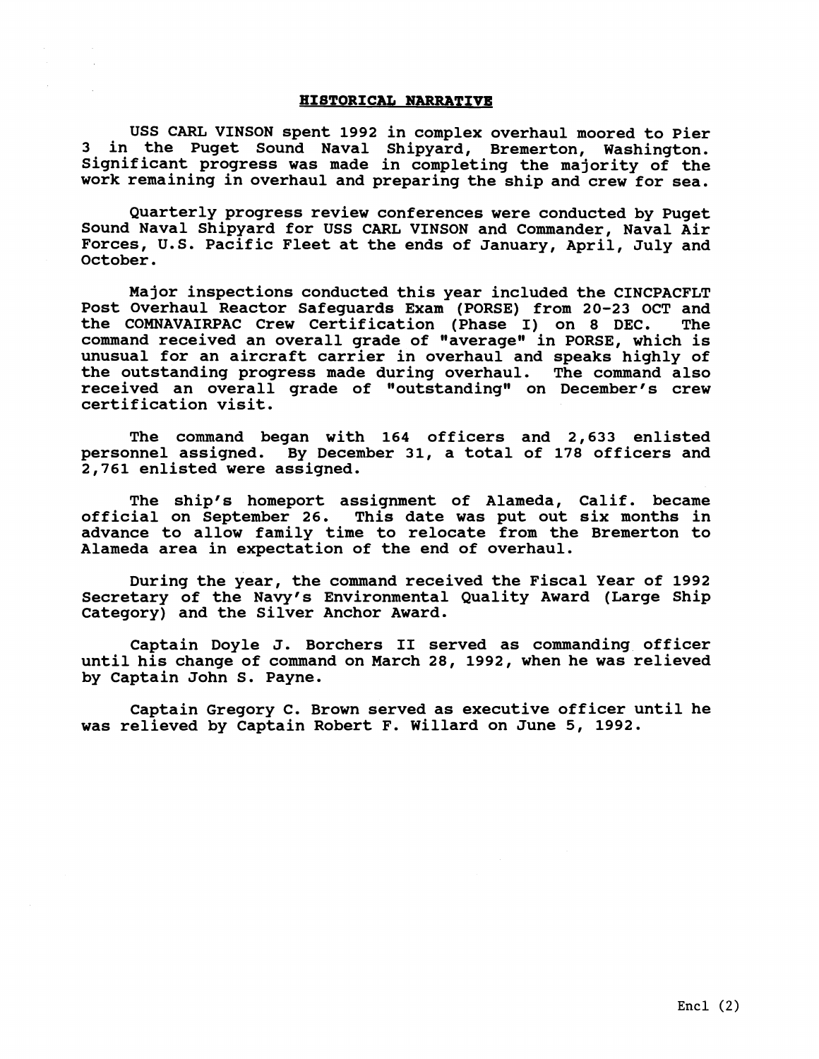## HISTORICAL NARRATIVE

USS CARL VINSON spent 1992 in complex overhaul moored to Pier 3 in the Puget Sound Naval Shipyard, Bremerton, Washington. Significant progress was made in completing the majority of the work remaining in overhaul and preparing the ship and crew for sea.

Quarterly progress review conferences were conducted by Puget Sound Naval Shipyard for USS CARL VINSON and Commander, Naval Air Forces, U.S. Pacific Fleet at the ends of January, April, July and October.

Major inspections conducted this year included the CINCPACFLT Post Overhaul Reactor Safeguards Exam (PORSE) from 20-23 OCT and the COMNAVAIRPAC Crew Certification (Phase I) on 8 DEC. The command received an overall grade of "average" in PORSE, which is unusual for an aircraft carrier in overhaul and speaks highly of the outstanding progress made during overhaul. The command also received an overall grade of "outstanding" on December's crew certification visit.

The command began with 164 officers and 2,633 enlisted personnel assigned. By December 31, a total of 178 officers and 2,761 enlisted were assigned.

The ship's homeport assignment of Alameda, Calif. became official on September 26. This date was put out six months in advance to allow family time to relocate from the Bremerton to Alameda area in expectation of the end of overhaul.

During the year, the command received the Fiscal Year of 1992 Secretary of the Navy's Environmental Quality Award (Large Ship Category) and the Silver Anchor Award.

Captain Doyle J. Borchers II served as commanding officer until his change of command on March 28, 1992, when he was relieved by Captain John S. Payne.

Captain Gregory C. Brown served as executive officer until he was relieved by Captain Robert F. Willard on June 5, 1992.

Encl (2)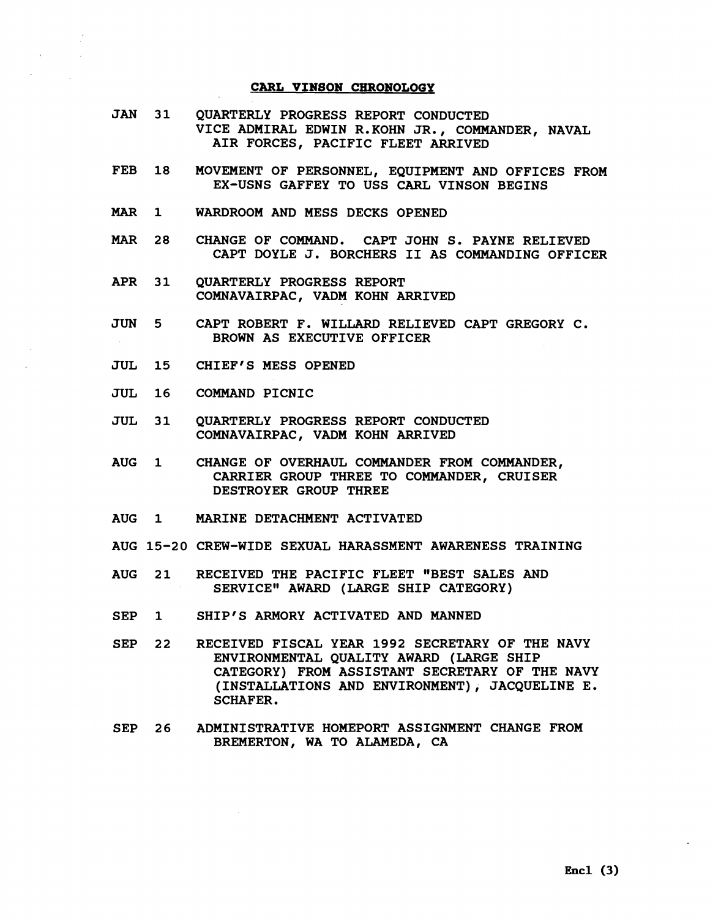## CARL VINSON CHRONOLOGY

| | |
|---|---|
| JAN 31 | QUARTERLY PROGRESS REPORT CONDUCTED VICE ADMIRAL EDWIN R.KOHN JR., COMMANDER, NAVAL AIR FORCES, PACIFIC FLEET ARRIVED |
| FEB 18 | MOVEMENT OF PERSONNEL, EQUIPMENT AND OFFICES FROM EX-USNS GAFFEY TO USS CARL VINSON BEGINS |
| MAR 1 | WARDROOM AND MESS DECKS OPENED |
| MAR 28 | CHANGE OF COMMAND. CAPT JOHN S. PAYNE RELIEVED CAPT DOYLE J. BORCHERS II AS COMMANDING OFFICER |
| APR 31 | QUARTERLY PROGRESS REPORT COMNAVAIRPAC, VADM KOHN ARRIVED |
| JUN 5 | CAPT ROBERT F. WILLARD RELIEVED CAPT GREGORY C. BROWN AS EXECUTIVE OFFICER |
| JUL 15 | CHIEF'S MESS OPENED |
| JUL 16 | COMMAND PICNIC |
| JUL 31 | QUARTERLY PROGRESS REPORT CONDUCTED COMNAVAIRPAC, VADM KOHN ARRIVED |
| AUG 1 | CHANGE OF OVERHAUL COMMANDER FROM COMMANDER, CARRIER GROUP THREE TO COMMANDER, CRUISER DESTROYER GROUP THREE |
| AUG 1 | MARINE DETACHMENT ACTIVATED |
| AUG 15-20 | CREW-WIDE SEXUAL HARASSMENT AWARENESS TRAINING |
| AUG 21 | RECEIVED THE PACIFIC FLEET "BEST SALES AND SERVICE" AWARD (LARGE SHIP CATEGORY) |
| SEP 1 | SHIP'S ARMORY ACTIVATED AND MANNED |
| SEP 22 | RECEIVED FISCAL YEAR 1992 SECRETARY OF THE NAVY ENVIRONMENTAL QUALITY AWARD (LARGE SHIP CATEGORY) FROM ASSISTANT SECRETARY OF THE NAVY (INSTALLATIONS AND ENVIRONMENT), JACQUELINE E. SCHAFER. |
| SEP 26 | ADMINISTRATIVE HOMEPORT ASSIGNMENT CHANGE FROM BREMERTON, WA TO ALAMEDA, CA |

**Encl (3)**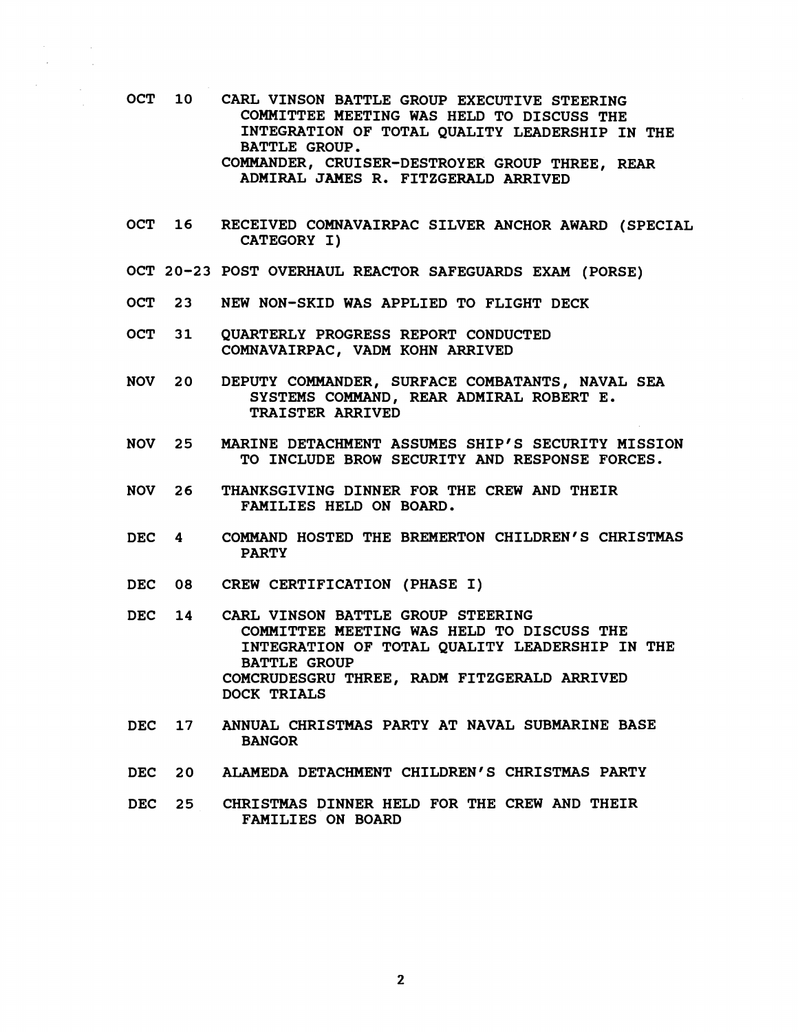| | |
|---|---|
| OCT 10 | CARL VINSON BATTLE GROUP EXECUTIVE STEERING COMMITTEE MEETING WAS HELD TO DISCUSS THE INTEGRATION OF TOTAL QUALITY LEADERSHIP IN THE BATTLE GROUP.<br>COMMANDER, CRUISER-DESTROYER GROUP THREE, REAR ADMIRAL JAMES R. FITZGERALD ARRIVED |
| OCT 16 | RECEIVED COMNAVAIRPAC SILVER ANCHOR AWARD (SPECIAL CATEGORY I) |
| OCT 20-23 | POST OVERHAUL REACTOR SAFEGUARDS EXAM (PORSE) |
| OCT 23 | NEW NON-SKID WAS APPLIED TO FLIGHT DECK |
| OCT 31 | QUARTERLY PROGRESS REPORT CONDUCTED<br>COMNAVAIRPAC, VADM KOHN ARRIVED |
| NOV 20 | DEPUTY COMMANDER, SURFACE COMBATANTS, NAVAL SEA SYSTEMS COMMAND, REAR ADMIRAL ROBERT E. TRAISTER ARRIVED |
| NOV 25 | MARINE DETACHMENT ASSUMES SHIP'S SECURITY MISSION TO INCLUDE BROW SECURITY AND RESPONSE FORCES. |
| NOV 26 | THANKSGIVING DINNER FOR THE CREW AND THEIR FAMILIES HELD ON BOARD. |
| DEC 4 | COMMAND HOSTED THE BREMERTON CHILDREN'S CHRISTMAS PARTY |
| DEC 08 | CREW CERTIFICATION (PHASE I) |
| DEC 14 | CARL VINSON BATTLE GROUP STEERING COMMITTEE MEETING WAS HELD TO DISCUSS THE INTEGRATION OF TOTAL QUALITY LEADERSHIP IN THE BATTLE GROUP<br>COMCRUDESGRU THREE, RADM FITZGERALD ARRIVED<br>DOCK TRIALS |
| DEC 17 | ANNUAL CHRISTMAS PARTY AT NAVAL SUBMARINE BASE BANGOR |
| DEC 20 | ALAMEDA DETACHMENT CHILDREN'S CHRISTMAS PARTY |
| DEC 25 | CHRISTMAS DINNER HELD FOR THE CREW AND THEIR FAMILIES ON BOARD |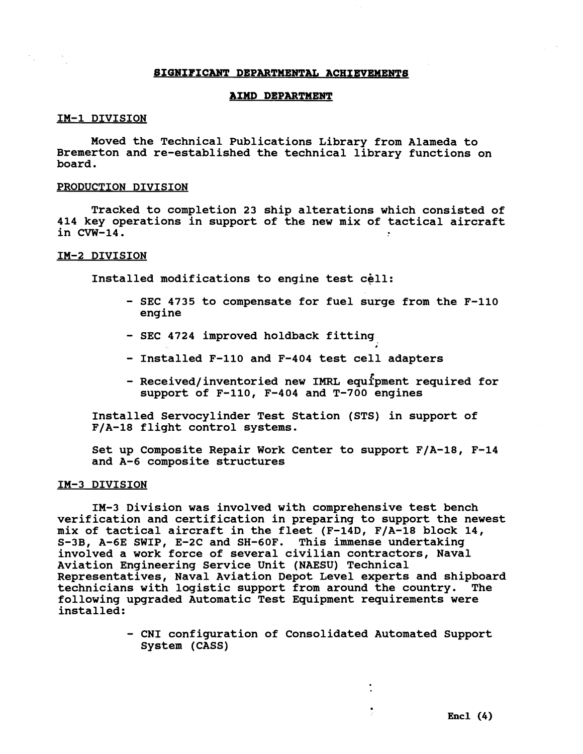## SIGNIFICANT DEPARTMENTAL ACHIEVEMENTS

### AIMD DEPARTMENT

IM-1 DIVISION

Moved the Technical Publications Library from Alameda to Bremerton and re-established the technical library functions on board.

PRODUCTION DIVISION

Tracked to completion 23 ship alterations which consisted of 414 key operations in support of the new mix of tactical aircraft in CVW-14.

IM-2 DIVISION

Installed modifications to engine test cell:

- SEC 4735 to compensate for fuel surge from the F-110 engine
- SEC 4724 improved holdback fitting
- Installed F-110 and F-404 test cell adapters
- Received/inventoried new IMRL equipment required for support of F-110, F-404 and T-700 engines

Installed Servocylinder Test Station (STS) in support of F/A-18 flight control systems.

Set up Composite Repair Work Center to support F/A-18, F-14 and A-6 composite structures

IM-3 DIVISION

IM-3 Division was involved with comprehensive test bench verification and certification in preparing to support the newest mix of tactical aircraft in the fleet (F-14D, F/A-18 block 14, S-3B, A-6E SWIP, E-2C and SH-60F. This immense undertaking involved a work force of several civilian contractors, Naval Aviation Engineering Service Unit (NAESU) Technical Representatives, Naval Aviation Depot Level experts and shipboard technicians with logistic support from around the country. The following upgraded Automatic Test Equipment requirements were installed:

- CNI configuration of Consolidated Automated Support System (CASS)

Encl (4)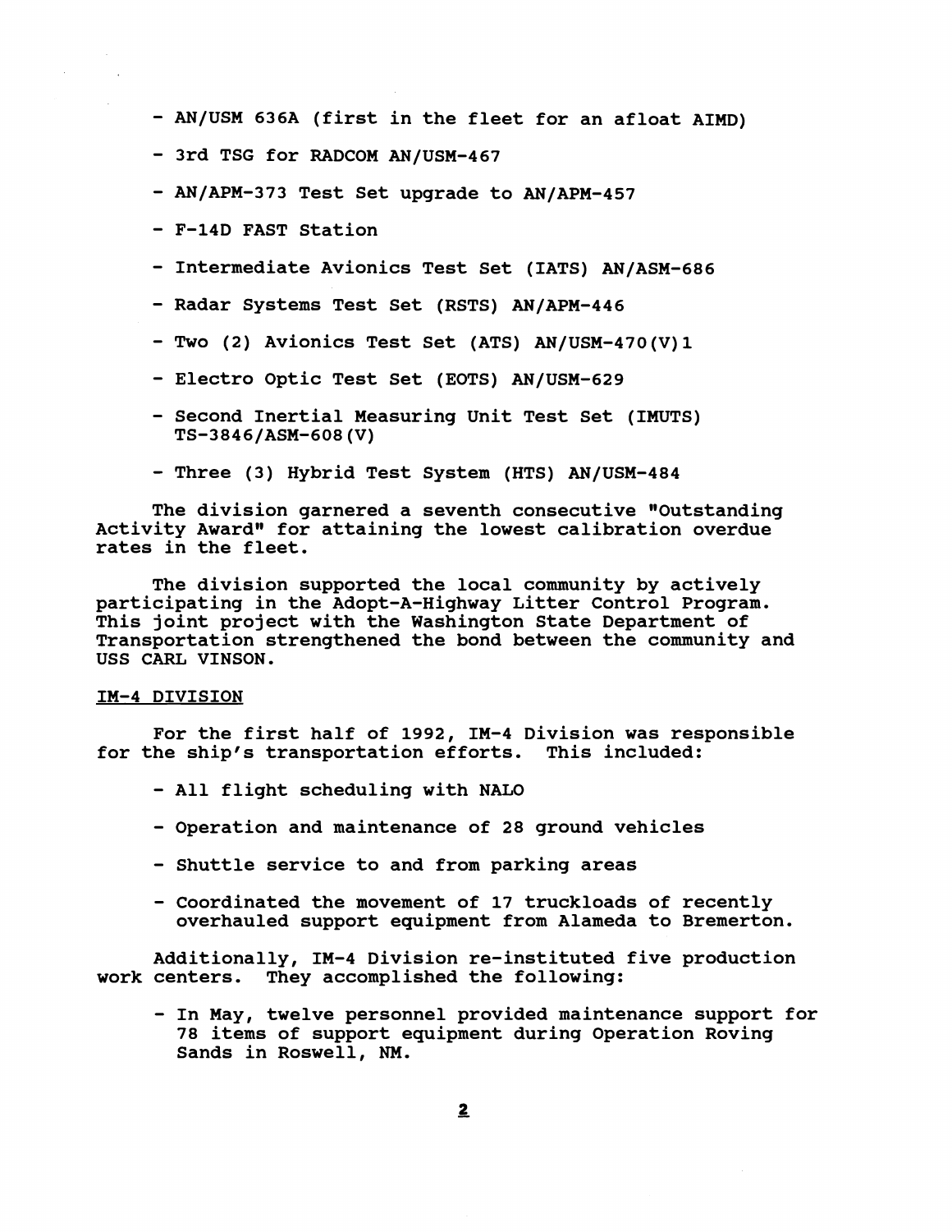- AN/USM 636A (first in the fleet for an afloat AIMD)
- 3rd TSG for RADCOM AN/USM-467
- AN/APM-373 Test Set upgrade to AN/APM-457
- F-14D FAST Station
- Intermediate Avionics Test Set (IATS) AN/ASM-686
- Radar Systems Test Set (RSTS) AN/APM-446
- Two (2) Avionics Test Set (ATS) AN/USM-470(V)1
- Electro Optic Test Set (EOTS) AN/USM-629
- Second Inertial Measuring Unit Test Set (IMUTS) TS-3846/ASM-608(V)
- Three (3) Hybrid Test System (HTS) AN/USM-484

The division garnered a seventh consecutive "Outstanding Activity Award" for attaining the lowest calibration overdue rates in the fleet.

The division supported the local community by actively participating in the Adopt-A-Highway Litter Control Program. This joint project with the Washington State Department of Transportation strengthened the bond between the community and USS CARL VINSON.

## IM-4 DIVISION

For the first half of 1992, IM-4 Division was responsible for the ship's transportation efforts. This included:

- All flight scheduling with NALO
- Operation and maintenance of 28 ground vehicles
- Shuttle service to and from parking areas
- Coordinated the movement of 17 truckloads of recently overhauled support equipment from Alameda to Bremerton.

Additionally, IM-4 Division re-instituted five production work centers. They accomplished the following:

- In May, twelve personnel provided maintenance support for 78 items of support equipment during Operation Roving Sands in Roswell, NM.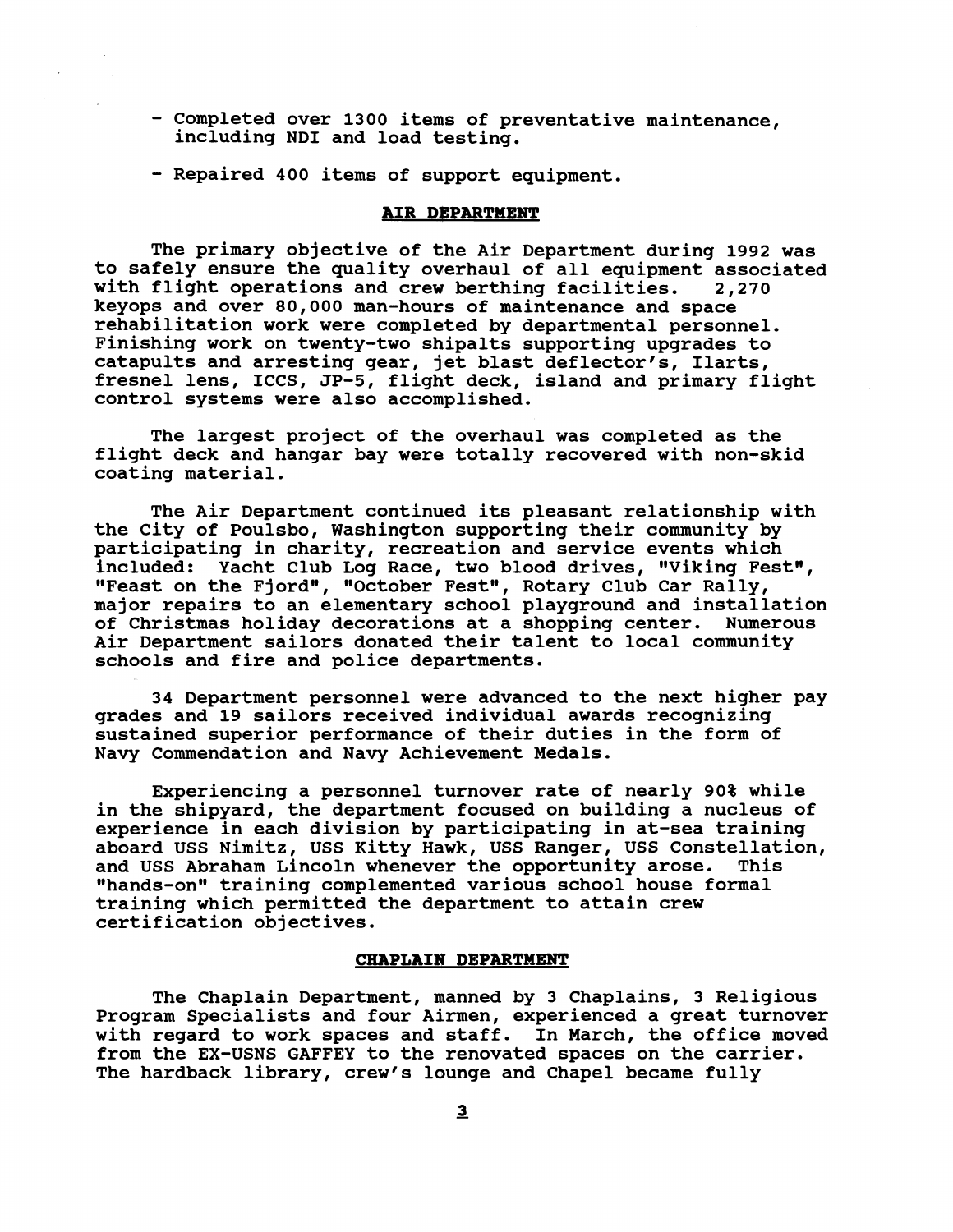- Completed over 1300 items of preventative maintenance, including NDI and load testing.

- Repaired 400 items of support equipment.

## AIR DEPARTMENT

The primary objective of the Air Department during 1992 was to safely ensure the quality overhaul of all equipment associated with flight operations and crew berthing facilities. 2,270 keyops and over 80,000 man-hours of maintenance and space rehabilitation work were completed by departmental personnel. Finishing work on twenty-two shipalts supporting upgrades to catapults and arresting gear, jet blast deflector's, Ilarts, fresnel lens, ICCS, JP-5, flight deck, island and primary flight control systems were also accomplished.

The largest project of the overhaul was completed as the flight deck and hangar bay were totally recovered with non-skid coating material.

The Air Department continued its pleasant relationship with the City of Poulsbo, Washington supporting their community by participating in charity, recreation and service events which included: Yacht Club Log Race, two blood drives, "Viking Fest", "Feast on the Fjord", "October Fest", Rotary Club Car Rally, major repairs to an elementary school playground and installation of Christmas holiday decorations at a shopping center. Numerous Air Department sailors donated their talent to local community schools and fire and police departments.

34 Department personnel were advanced to the next higher pay grades and 19 sailors received individual awards recognizing sustained superior performance of their duties in the form of Navy Commendation and Navy Achievement Medals.

Experiencing a personnel turnover rate of nearly 90% while in the shipyard, the department focused on building a nucleus of experience in each division by participating in at-sea training aboard USS Nimitz, USS Kitty Hawk, USS Ranger, USS Constellation, and USS Abraham Lincoln whenever the opportunity arose. This "hands-on" training complemented various school house formal training which permitted the department to attain crew certification objectives.

## CHAPLAIN DEPARTMENT

The Chaplain Department, manned by 3 Chaplains, 3 Religious Program Specialists and four Airmen, experienced a great turnover with regard to work spaces and staff. In March, the office moved from the EX-USNS GAFFEY to the renovated spaces on the carrier. The hardback library, crew's lounge and Chapel became fully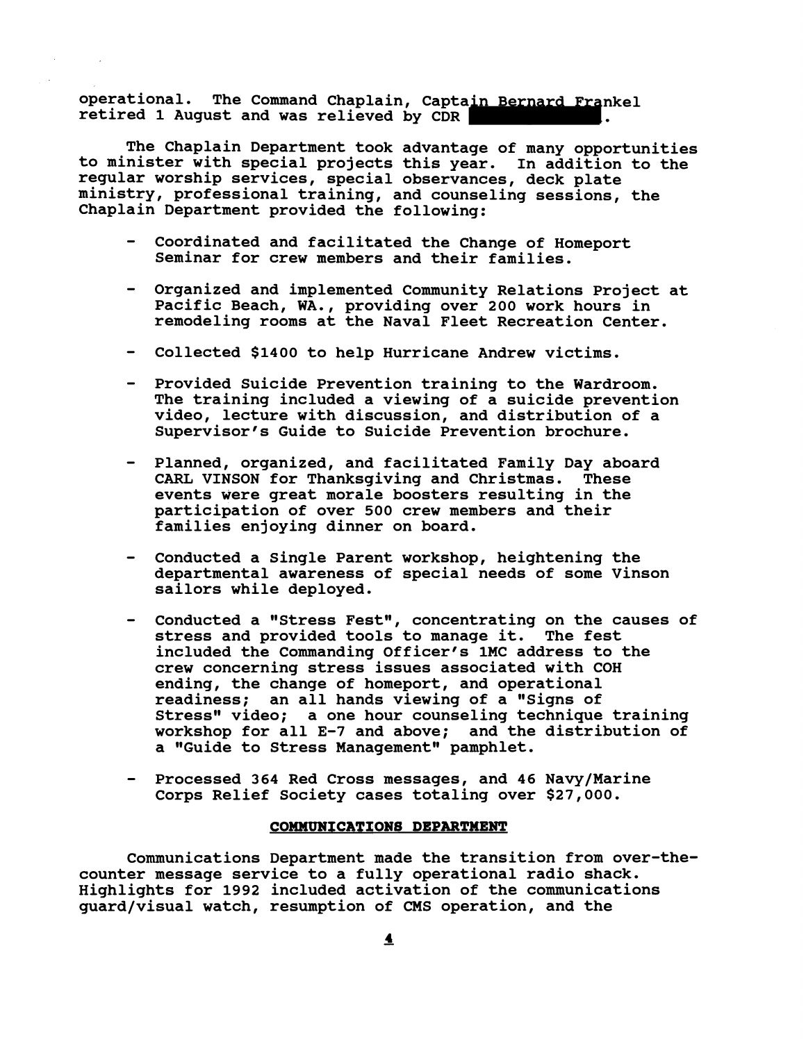operational. The Command Chaplain, Captain Bernard Frankel retired 1 August and was relieved by CDR ████████.

The Chaplain Department took advantage of many opportunities to minister with special projects this year. In addition to the regular worship services, special observances, deck plate ministry, professional training, and counseling sessions, the Chaplain Department provided the following:

- Coordinated and facilitated the Change of Homeport Seminar for crew members and their families.
- Organized and implemented Community Relations Project at Pacific Beach, WA., providing over 200 work hours in remodeling rooms at the Naval Fleet Recreation Center.
- Collected $1400 to help Hurricane Andrew victims.
- Provided Suicide Prevention training to the Wardroom. The training included a viewing of a suicide prevention video, lecture with discussion, and distribution of a Supervisor's Guide to Suicide Prevention brochure.
- Planned, organized, and facilitated Family Day aboard CARL VINSON for Thanksgiving and Christmas. These events were great morale boosters resulting in the participation of over 500 crew members and their families enjoying dinner on board.
- Conducted a Single Parent workshop, heightening the departmental awareness of special needs of some Vinson sailors while deployed.
- Conducted a "Stress Fest", concentrating on the causes of stress and provided tools to manage it. The fest included the Commanding Officer's 1MC address to the crew concerning stress issues associated with COH ending, the change of homeport, and operational readiness; an all hands viewing of a "Signs of Stress" video; a one hour counseling technique training workshop for all E-7 and above; and the distribution of a "Guide to Stress Management" pamphlet.
- Processed 364 Red Cross messages, and 46 Navy/Marine Corps Relief Society cases totaling over $27,000.

## COMMUNICATIONS DEPARTMENT

Communications Department made the transition from over-the-counter message service to a fully operational radio shack. Highlights for 1992 included activation of the communications guard/visual watch, resumption of CMS operation, and the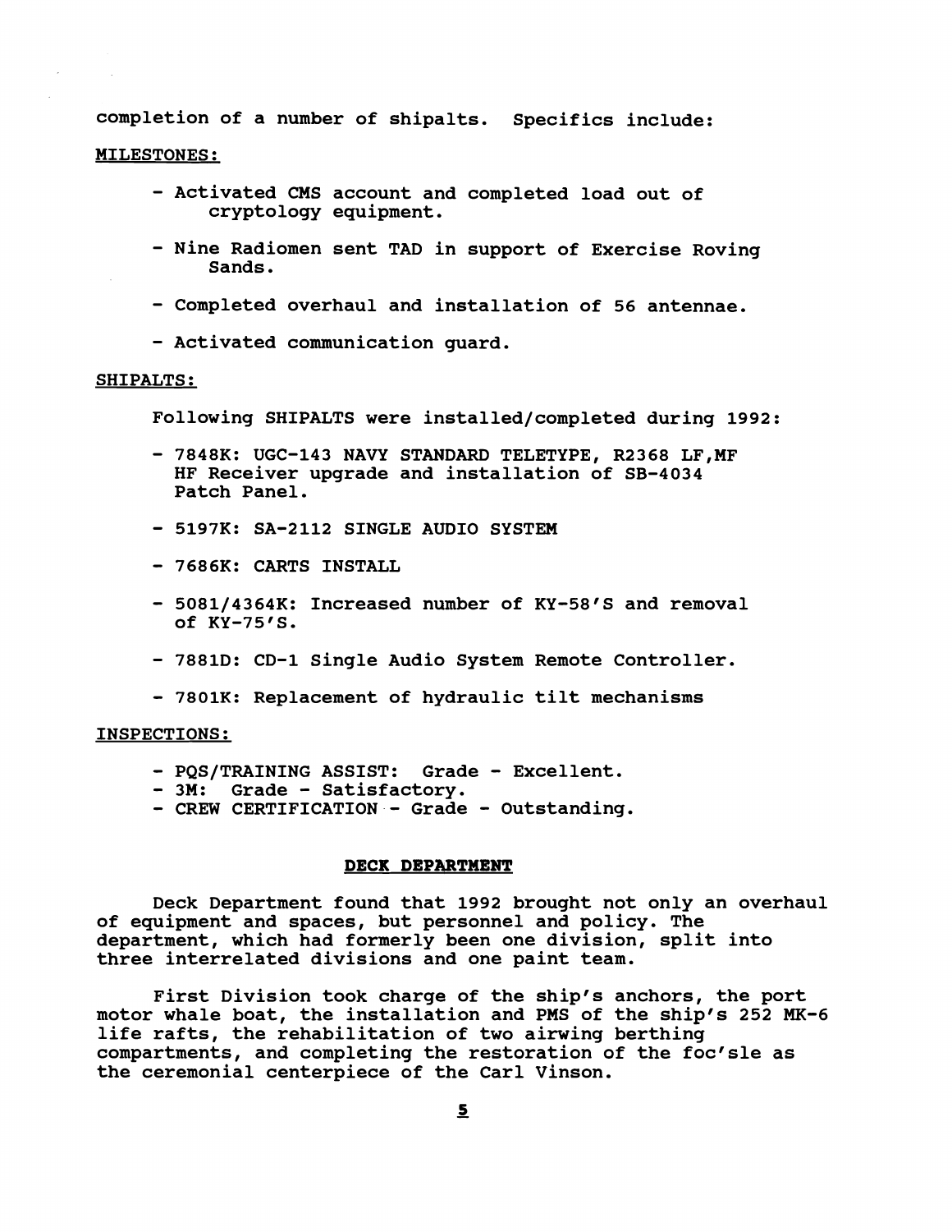completion of a number of shipalts. Specifics include:

MILESTONES:

- Activated CMS account and completed load out of cryptology equipment.
- Nine Radiomen sent TAD in support of Exercise Roving Sands.
- Completed overhaul and installation of 56 antennae.
- Activated communication guard.

SHIPALTS:

Following SHIPALTS were installed/completed during 1992:

- 7848K: UGC-143 NAVY STANDARD TELETYPE, R2368 LF,MF HF Receiver upgrade and installation of SB-4034 Patch Panel.
- 5197K: SA-2112 SINGLE AUDIO SYSTEM
- 7686K: CARTS INSTALL
- 5081/4364K: Increased number of KY-58'S and removal of KY-75'S.
- 7881D: CD-1 Single Audio System Remote Controller.
- 7801K: Replacement of hydraulic tilt mechanisms

INSPECTIONS:

- PQS/TRAINING ASSIST: Grade - Excellent.
- 3M: Grade - Satisfactory.
- CREW CERTIFICATION - Grade - Outstanding.

## DECK DEPARTMENT

Deck Department found that 1992 brought not only an overhaul of equipment and spaces, but personnel and policy. The department, which had formerly been one division, split into three interrelated divisions and one paint team.

First Division took charge of the ship's anchors, the port motor whale boat, the installation and PMS of the ship's 252 MK-6 life rafts, the rehabilitation of two airwing berthing compartments, and completing the restoration of the foc'sle as the ceremonial centerpiece of the Carl Vinson.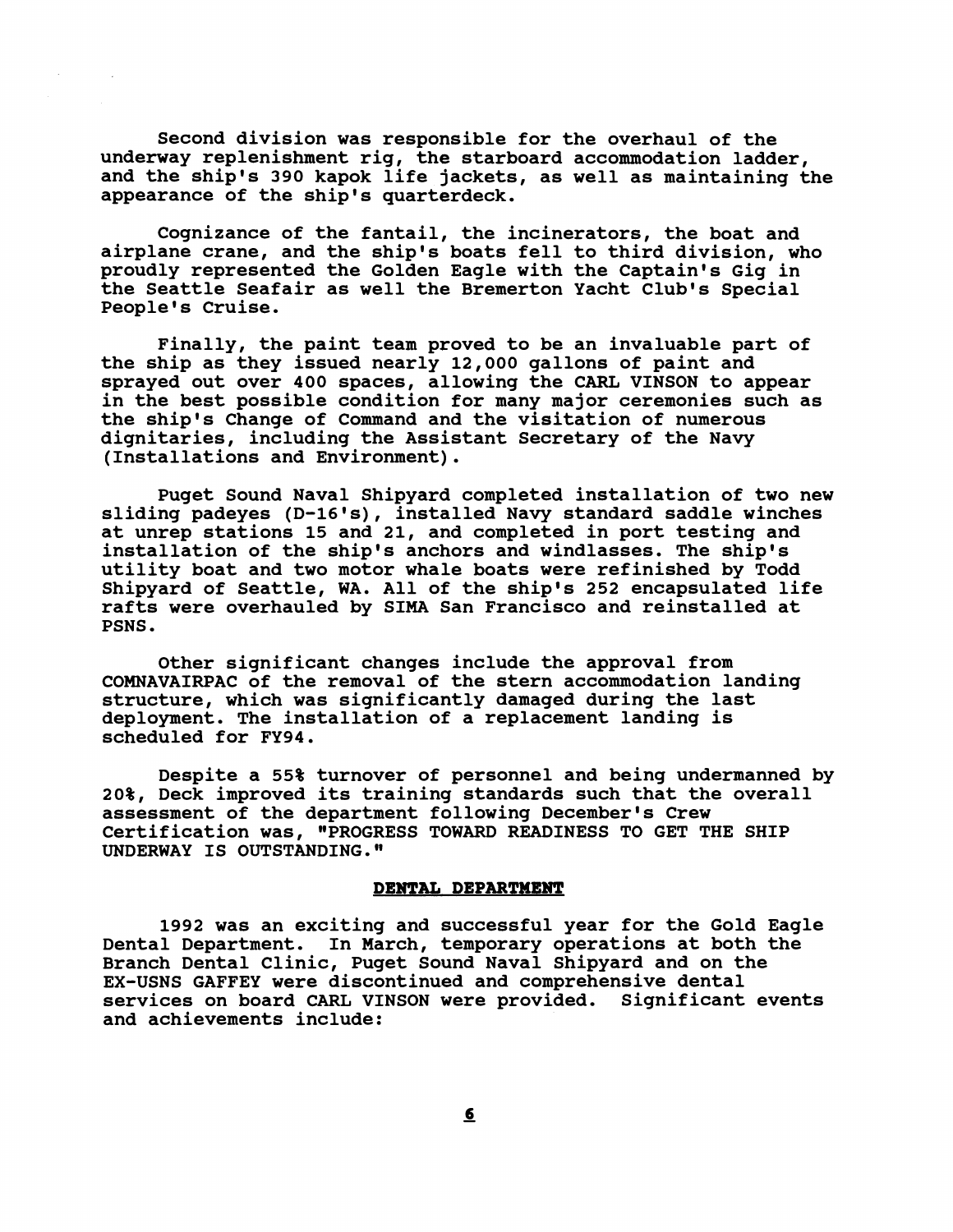Second division was responsible for the overhaul of the underway replenishment rig, the starboard accommodation ladder, and the ship's 390 kapok life jackets, as well as maintaining the appearance of the ship's quarterdeck.

Cognizance of the fantail, the incinerators, the boat and airplane crane, and the ship's boats fell to third division, who proudly represented the Golden Eagle with the Captain's Gig in the Seattle Seafair as well the Bremerton Yacht Club's Special People's Cruise.

Finally, the paint team proved to be an invaluable part of the ship as they issued nearly 12,000 gallons of paint and sprayed out over 400 spaces, allowing the CARL VINSON to appear in the best possible condition for many major ceremonies such as the ship's Change of Command and the visitation of numerous dignitaries, including the Assistant Secretary of the Navy (Installations and Environment).

Puget Sound Naval Shipyard completed installation of two new sliding padeyes (D-16's), installed Navy standard saddle winches at unrep stations 15 and 21, and completed in port testing and installation of the ship's anchors and windlasses. The ship's utility boat and two motor whale boats were refinished by Todd Shipyard of Seattle, WA. All of the ship's 252 encapsulated life rafts were overhauled by SIMA San Francisco and reinstalled at PSNS.

Other significant changes include the approval from COMNAVAIRPAC of the removal of the stern accommodation landing structure, which was significantly damaged during the last deployment. The installation of a replacement landing is scheduled for FY94.

Despite a 55% turnover of personnel and being undermanned by 20%, Deck improved its training standards such that the overall assessment of the department following December's Crew Certification was, "PROGRESS TOWARD READINESS TO GET THE SHIP UNDERWAY IS OUTSTANDING."

## DENTAL DEPARTMENT

1992 was an exciting and successful year for the Gold Eagle Dental Department. In March, temporary operations at both the Branch Dental Clinic, Puget Sound Naval Shipyard and on the EX-USNS GAFFEY were discontinued and comprehensive dental services on board CARL VINSON were provided. Significant events and achievements include: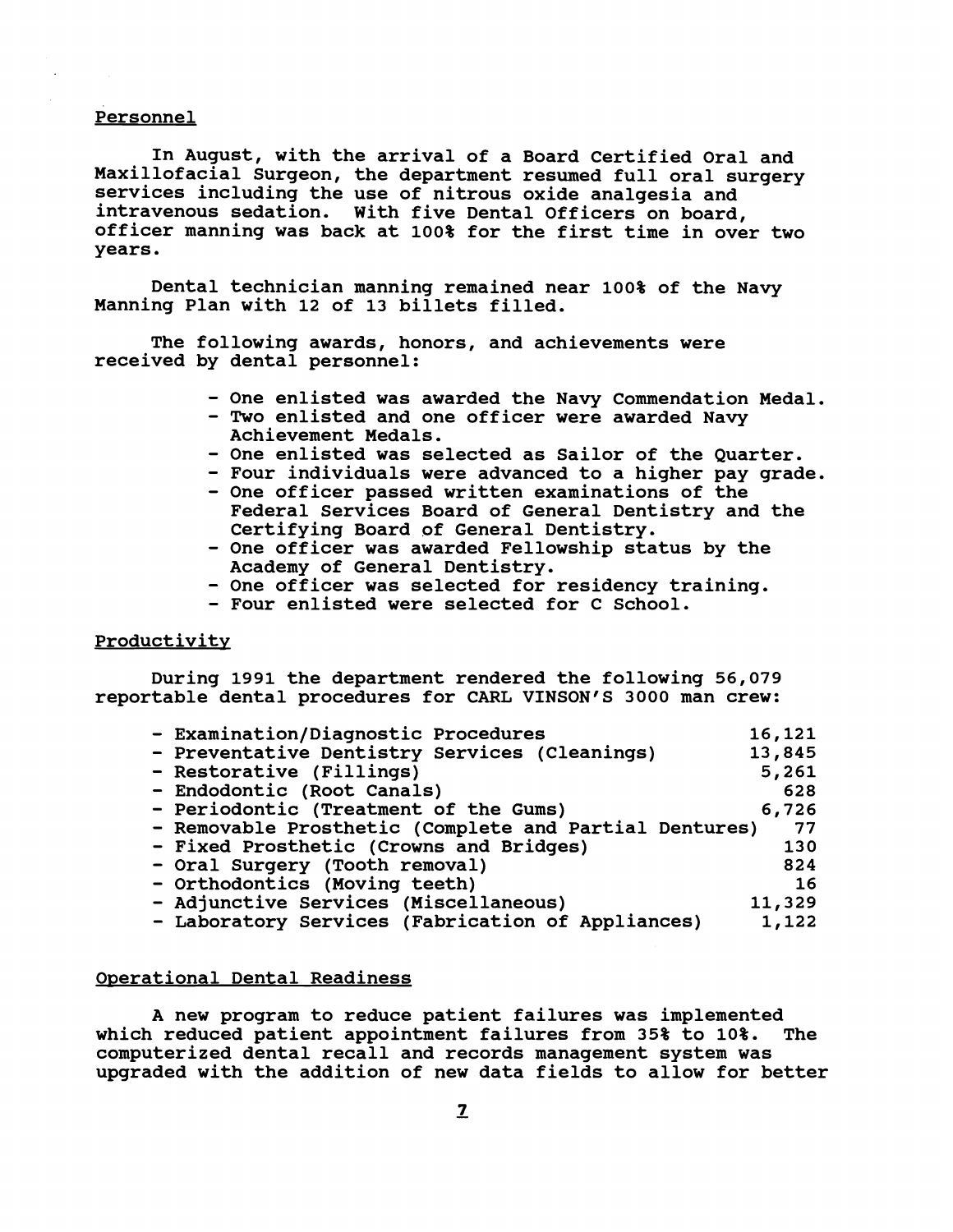## Personnel

In August, with the arrival of a Board Certified Oral and Maxillofacial Surgeon, the department resumed full oral surgery services including the use of nitrous oxide analgesia and intravenous sedation. With five Dental Officers on board, officer manning was back at 100% for the first time in over two years.

Dental technician manning remained near 100% of the Navy Manning Plan with 12 of 13 billets filled.

The following awards, honors, and achievements were received by dental personnel:

- One enlisted was awarded the Navy Commendation Medal.
- Two enlisted and one officer were awarded Navy Achievement Medals.
- One enlisted was selected as Sailor of the Quarter.
- Four individuals were advanced to a higher pay grade.
- One officer passed written examinations of the Federal Services Board of General Dentistry and the Certifying Board of General Dentistry.
- One officer was awarded Fellowship status by the Academy of General Dentistry.
- One officer was selected for residency training.
- Four enlisted were selected for C School.

## Productivity

During 1991 the department rendered the following 56,079 reportable dental procedures for CARL VINSON'S 3000 man crew:

| Procedure | Count |
|---|---|
| - Examination/Diagnostic Procedures | 16,121 |
| - Preventative Dentistry Services (Cleanings) | 13,845 |
| - Restorative (Fillings) | 5,261 |
| - Endodontic (Root Canals) | 628 |
| - Periodontic (Treatment of the Gums) | 6,726 |
| - Removable Prosthetic (Complete and Partial Dentures) | 77 |
| - Fixed Prosthetic (Crowns and Bridges) | 130 |
| - Oral Surgery (Tooth removal) | 824 |
| - Orthodontics (Moving teeth) | 16 |
| - Adjunctive Services (Miscellaneous) | 11,329 |
| - Laboratory Services (Fabrication of Appliances) | 1,122 |

## Operational Dental Readiness

A new program to reduce patient failures was implemented which reduced patient appointment failures from 35% to 10%. The computerized dental recall and records management system was upgraded with the addition of new data fields to allow for better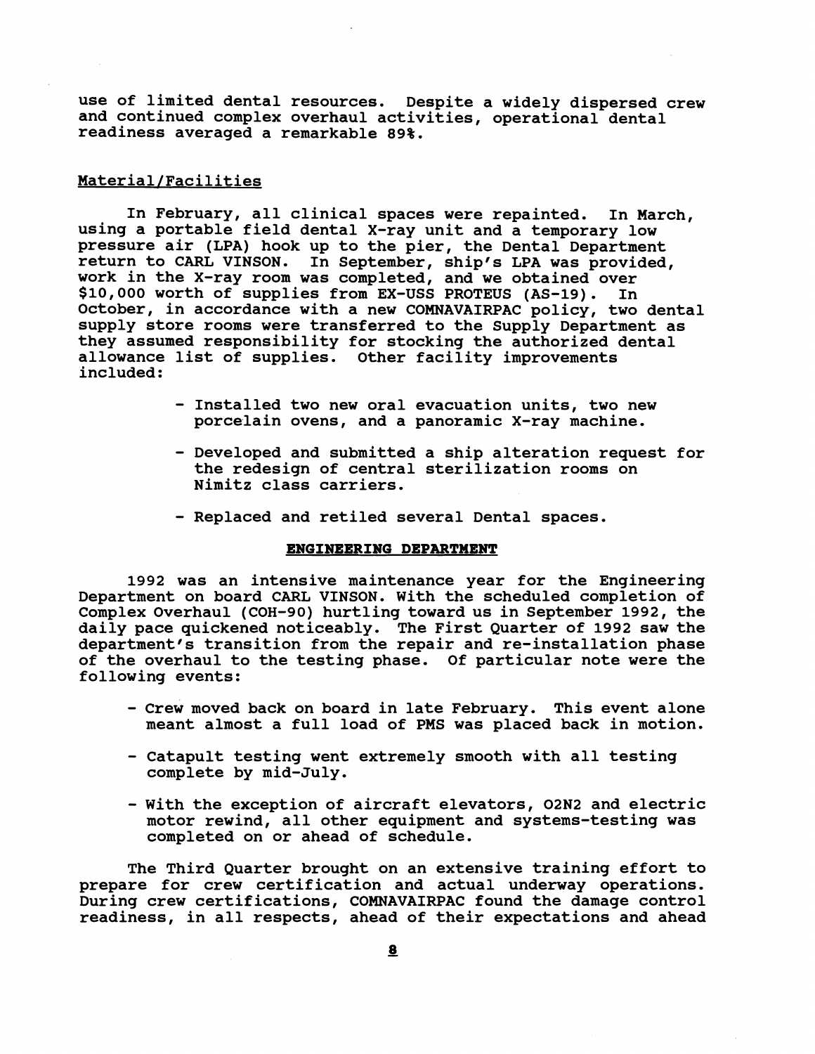use of limited dental resources. Despite a widely dispersed crew and continued complex overhaul activities, operational dental readiness averaged a remarkable 89%.

## Material/Facilities

In February, all clinical spaces were repainted. In March, using a portable field dental X-ray unit and a temporary low pressure air (LPA) hook up to the pier, the Dental Department return to CARL VINSON. In September, ship's LPA was provided, work in the X-ray room was completed, and we obtained over $10,000 worth of supplies from EX-USS PROTEUS (AS-19). In October, in accordance with a new COMNAVAIRPAC policy, two dental supply store rooms were transferred to the Supply Department as they assumed responsibility for stocking the authorized dental allowance list of supplies. Other facility improvements included:

- Installed two new oral evacuation units, two new porcelain ovens, and a panoramic X-ray machine.
- Developed and submitted a ship alteration request for the redesign of central sterilization rooms on Nimitz class carriers.
- Replaced and retiled several Dental spaces.

## ENGINEERING DEPARTMENT

1992 was an intensive maintenance year for the Engineering Department on board CARL VINSON. With the scheduled completion of Complex Overhaul (COH-90) hurtling toward us in September 1992, the daily pace quickened noticeably. The First Quarter of 1992 saw the department's transition from the repair and re-installation phase of the overhaul to the testing phase. Of particular note were the following events:

- Crew moved back on board in late February. This event alone meant almost a full load of PMS was placed back in motion.
- Catapult testing went extremely smooth with all testing complete by mid-July.
- With the exception of aircraft elevators, O2N2 and electric motor rewind, all other equipment and systems-testing was completed on or ahead of schedule.

The Third Quarter brought on an extensive training effort to prepare for crew certification and actual underway operations. During crew certifications, COMNAVAIRPAC found the damage control readiness, in all respects, ahead of their expectations and ahead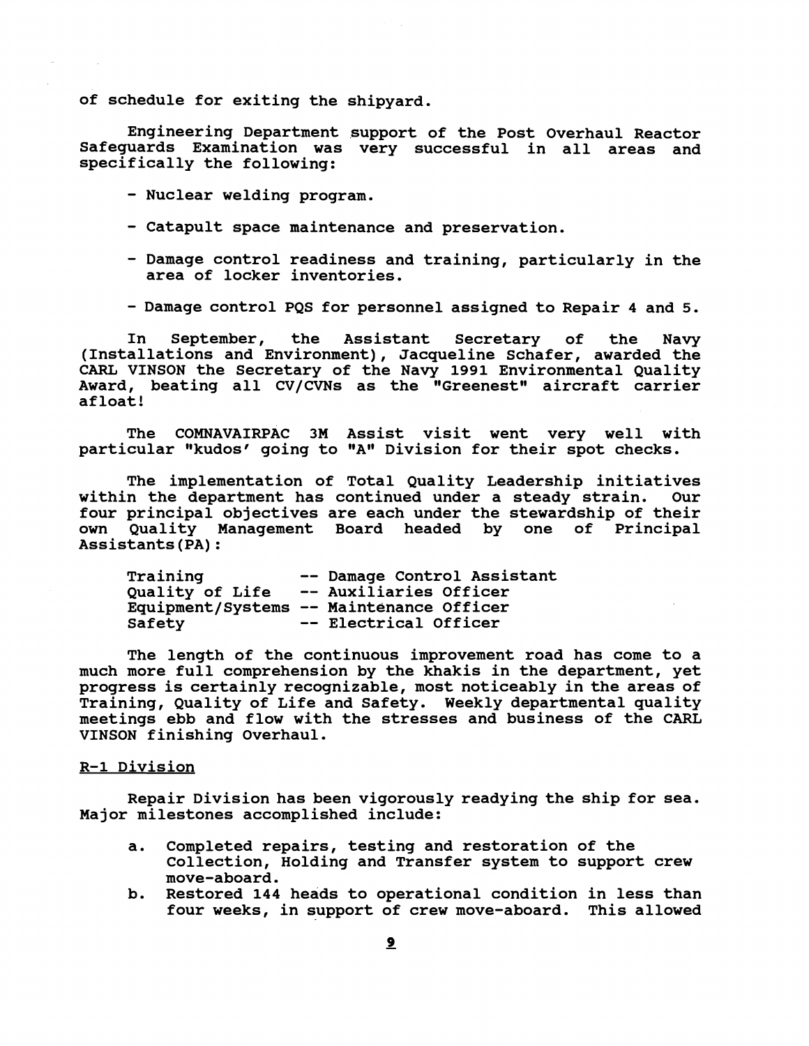of schedule for exiting the shipyard.

Engineering Department support of the Post Overhaul Reactor Safeguards Examination was very successful in all areas and specifically the following:

- Nuclear welding program.

- Catapult space maintenance and preservation.

- Damage control readiness and training, particularly in the area of locker inventories.

- Damage control PQS for personnel assigned to Repair 4 and 5.

In September, the Assistant Secretary of the Navy (Installations and Environment), Jacqueline Schafer, awarded the CARL VINSON the Secretary of the Navy 1991 Environmental Quality Award, beating all CV/CVNs as the "Greenest" aircraft carrier afloat!

The COMNAVAIRPAC 3M Assist visit went very well with particular "kudos' going to "A" Division for their spot checks.

The implementation of Total Quality Leadership initiatives within the department has continued under a steady strain. Our four principal objectives are each under the stewardship of their own Quality Management Board headed by one of Principal Assistants(PA):

| | |
|---|---|
| Training | -- Damage Control Assistant |
| Quality of Life | -- Auxiliaries Officer |
| Equipment/Systems | -- Maintenance Officer |
| Safety | -- Electrical Officer |

The length of the continuous improvement road has come to a much more full comprehension by the khakis in the department, yet progress is certainly recognizable, most noticeably in the areas of Training, Quality of Life and Safety. Weekly departmental quality meetings ebb and flow with the stresses and business of the CARL VINSON finishing Overhaul.

<u>R-1 Division</u>

Repair Division has been vigorously readying the ship for sea. Major milestones accomplished include:

a. Completed repairs, testing and restoration of the Collection, Holding and Transfer system to support crew move-aboard.
b. Restored 144 heads to operational condition in less than four weeks, in support of crew move-aboard. This allowed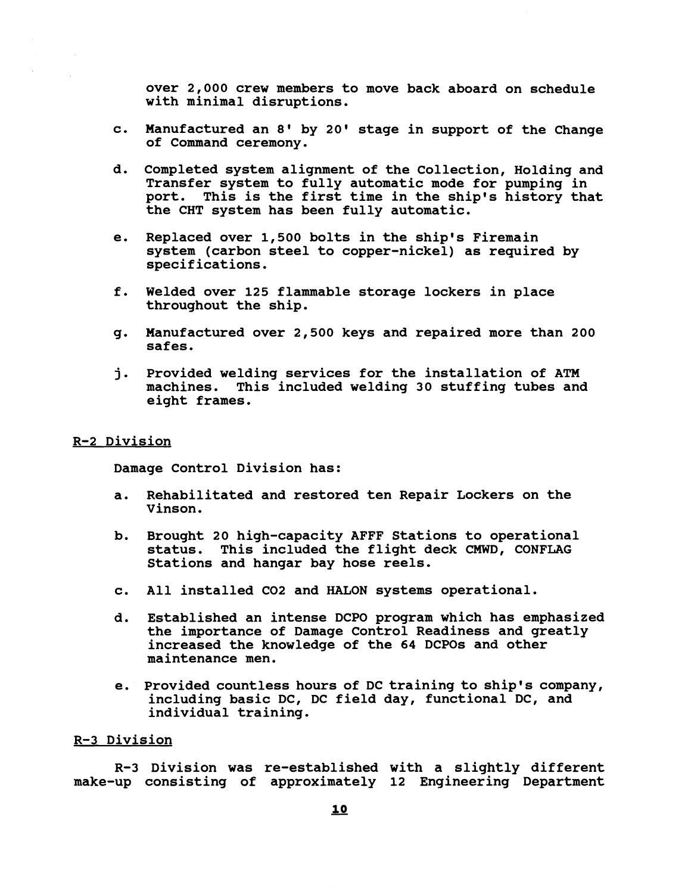over 2,000 crew members to move back aboard on schedule with minimal disruptions.

c. Manufactured an 8' by 20' stage in support of the Change of Command ceremony.

d. Completed system alignment of the Collection, Holding and Transfer system to fully automatic mode for pumping in port. This is the first time in the ship's history that the CHT system has been fully automatic.

e. Replaced over 1,500 bolts in the ship's Firemain system (carbon steel to copper-nickel) as required by specifications.

f. Welded over 125 flammable storage lockers in place throughout the ship.

g. Manufactured over 2,500 keys and repaired more than 200 safes.

j. Provided welding services for the installation of ATM machines. This included welding 30 stuffing tubes and eight frames.

## R-2 Division

Damage Control Division has:

a. Rehabilitated and restored ten Repair Lockers on the Vinson.

b. Brought 20 high-capacity AFFF Stations to operational status. This included the flight deck CMWD, CONFLAG Stations and hangar bay hose reels.

c. All installed CO2 and HALON systems operational.

d. Established an intense DCPO program which has emphasized the importance of Damage Control Readiness and greatly increased the knowledge of the 64 DCPOs and other maintenance men.

e. Provided countless hours of DC training to ship's company, including basic DC, DC field day, functional DC, and individual training.

## R-3 Division

R-3 Division was re-established with a slightly different make-up consisting of approximately 12 Engineering Department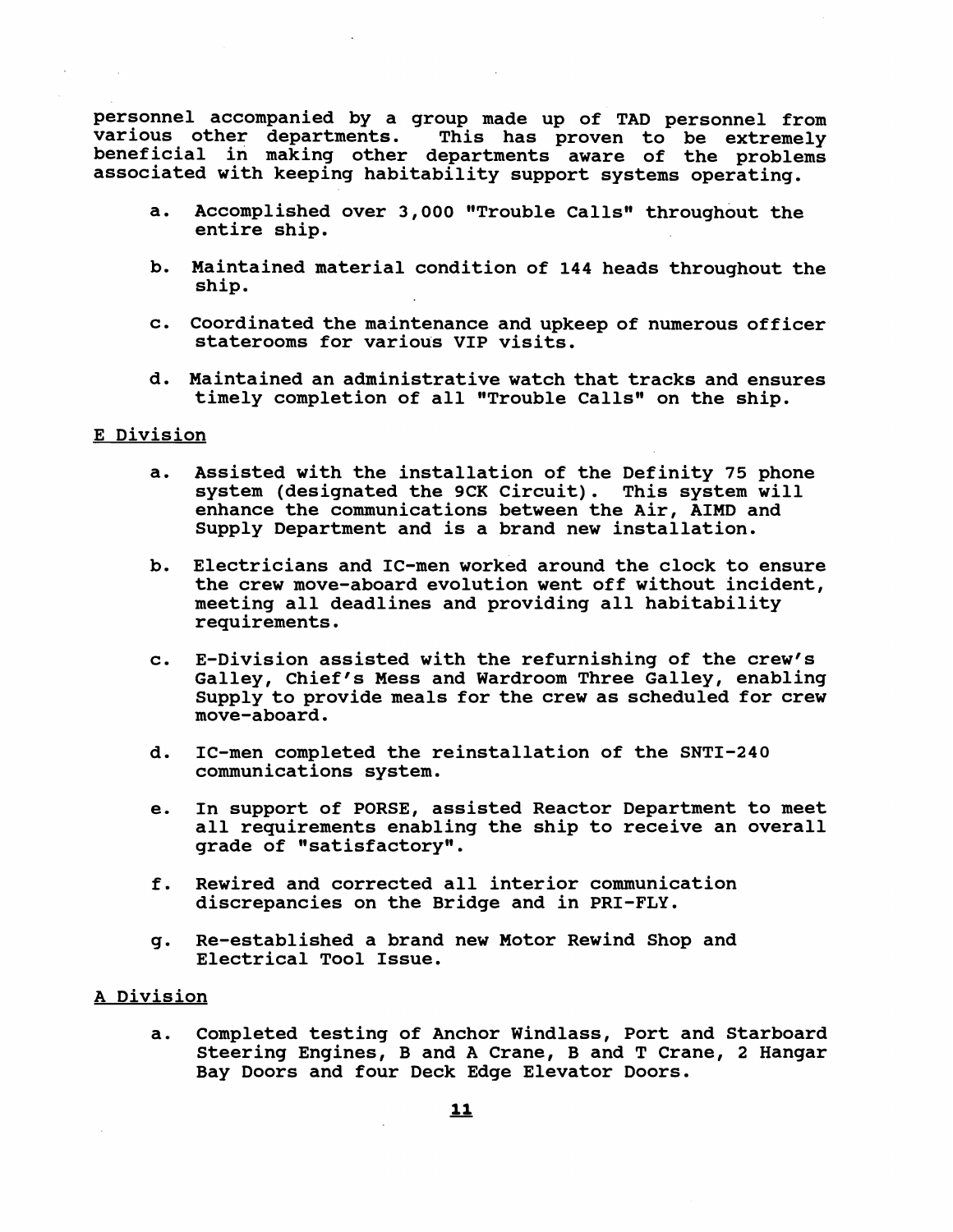personnel accompanied by a group made up of TAD personnel from various other departments. This has proven to be extremely beneficial in making other departments aware of the problems associated with keeping habitability support systems operating.

a. Accomplished over 3,000 "Trouble Calls" throughout the entire ship.

b. Maintained material condition of 144 heads throughout the ship.

c. Coordinated the maintenance and upkeep of numerous officer staterooms for various VIP visits.

d. Maintained an administrative watch that tracks and ensures timely completion of all "Trouble Calls" on the ship.

E Division

a. Assisted with the installation of the Definity 75 phone system (designated the 9CK Circuit). This system will enhance the communications between the Air, AIMD and Supply Department and is a brand new installation.

b. Electricians and IC-men worked around the clock to ensure the crew move-aboard evolution went off without incident, meeting all deadlines and providing all habitability requirements.

c. E-Division assisted with the refurnishing of the crew's Galley, Chief's Mess and Wardroom Three Galley, enabling Supply to provide meals for the crew as scheduled for crew move-aboard.

d. IC-men completed the reinstallation of the SNTI-240 communications system.

e. In support of PORSE, assisted Reactor Department to meet all requirements enabling the ship to receive an overall grade of "satisfactory".

f. Rewired and corrected all interior communication discrepancies on the Bridge and in PRI-FLY.

g. Re-established a brand new Motor Rewind Shop and Electrical Tool Issue.

A Division

a. Completed testing of Anchor Windlass, Port and Starboard Steering Engines, B and A Crane, B and T Crane, 2 Hangar Bay Doors and four Deck Edge Elevator Doors.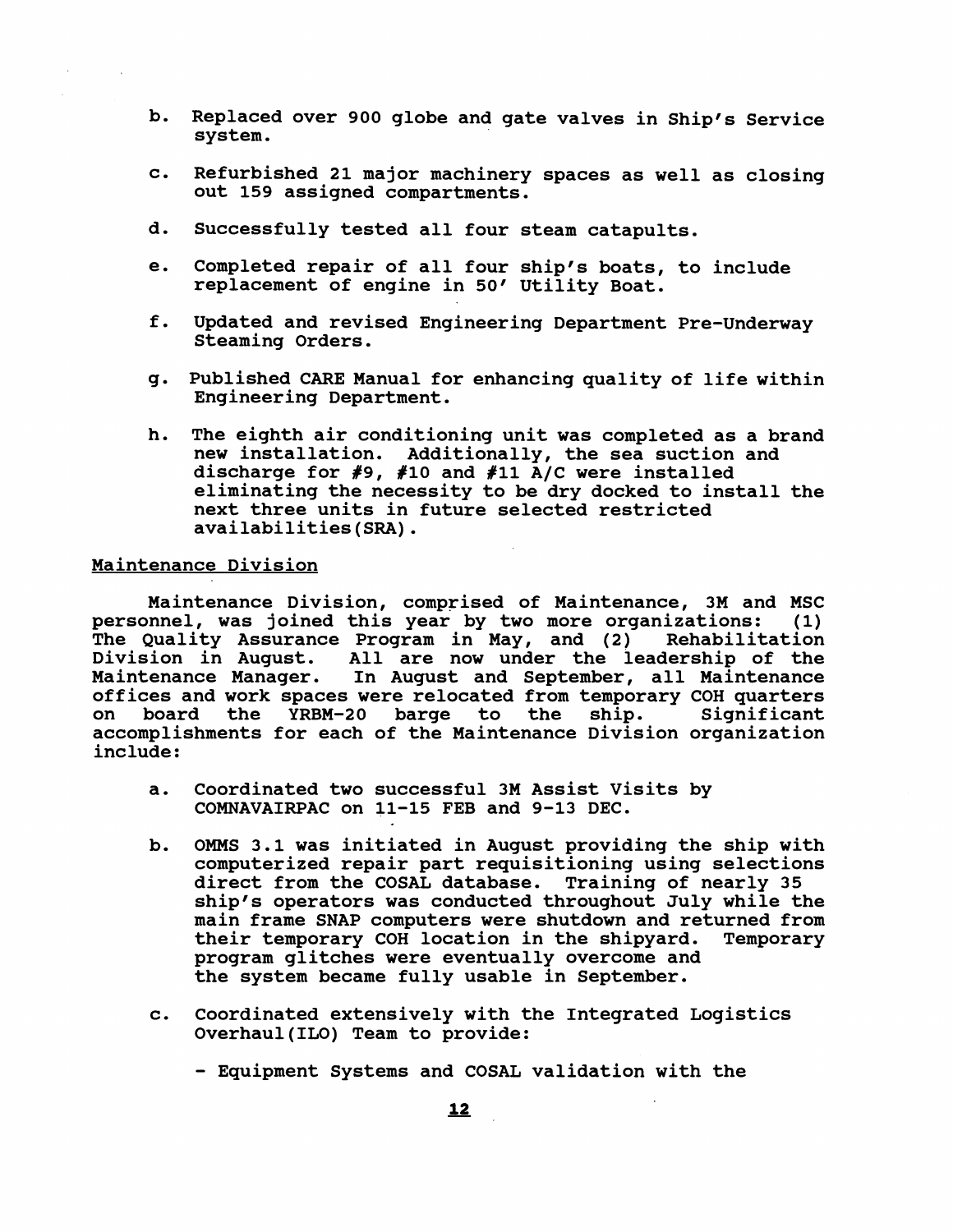b. Replaced over 900 globe and gate valves in Ship's Service system.

c. Refurbished 21 major machinery spaces as well as closing out 159 assigned compartments.

d. Successfully tested all four steam catapults.

e. Completed repair of all four ship's boats, to include replacement of engine in 50' Utility Boat.

f. Updated and revised Engineering Department Pre-Underway Steaming Orders.

g. Published CARE Manual for enhancing quality of life within Engineering Department.

h. The eighth air conditioning unit was completed as a brand new installation. Additionally, the sea suction and discharge for #9, #10 and #11 A/C were installed eliminating the necessity to be dry docked to install the next three units in future selected restricted availabilities(SRA).

Maintenance Division

Maintenance Division, comprised of Maintenance, 3M and MSC personnel, was joined this year by two more organizations: (1) The Quality Assurance Program in May, and (2) Rehabilitation Division in August. All are now under the leadership of the Maintenance Manager. In August and September, all Maintenance offices and work spaces were relocated from temporary COH quarters on board the YRBM-20 barge to the ship. Significant accomplishments for each of the Maintenance Division organization include:

a. Coordinated two successful 3M Assist Visits by COMNAVAIRPAC on 11-15 FEB and 9-13 DEC.

b. OMMS 3.1 was initiated in August providing the ship with computerized repair part requisitioning using selections direct from the COSAL database. Training of nearly 35 ship's operators was conducted throughout July while the main frame SNAP computers were shutdown and returned from their temporary COH location in the shipyard. Temporary program glitches were eventually overcome and the system became fully usable in September.

c. Coordinated extensively with the Integrated Logistics Overhaul(ILO) Team to provide:

- Equipment Systems and COSAL validation with the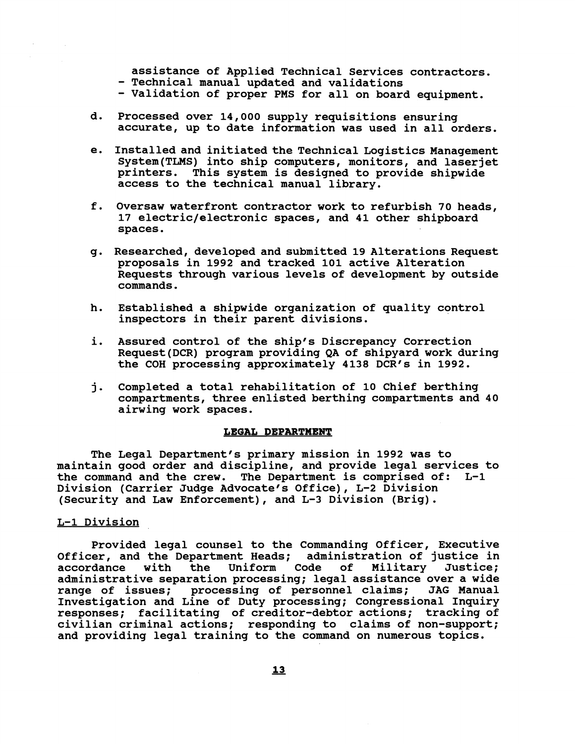assistance of Applied Technical Services contractors.
- Technical manual updated and validations
- Validation of proper PMS for all on board equipment.

d. Processed over 14,000 supply requisitions ensuring accurate, up to date information was used in all orders.

e. Installed and initiated the Technical Logistics Management System(TLMS) into ship computers, monitors, and laserjet printers. This system is designed to provide shipwide access to the technical manual library.

f. Oversaw waterfront contractor work to refurbish 70 heads, 17 electric/electronic spaces, and 41 other shipboard spaces.

g. Researched, developed and submitted 19 Alterations Request proposals in 1992 and tracked 101 active Alteration Requests through various levels of development by outside commands.

h. Established a shipwide organization of quality control inspectors in their parent divisions.

i. Assured control of the ship's Discrepancy Correction Request(DCR) program providing QA of shipyard work during the COH processing approximately 4138 DCR's in 1992.

j. Completed a total rehabilitation of 10 Chief berthing compartments, three enlisted berthing compartments and 40 airwing work spaces.

## LEGAL DEPARTMENT

The Legal Department's primary mission in 1992 was to maintain good order and discipline, and provide legal services to the command and the crew. The Department is comprised of: L-1 Division (Carrier Judge Advocate's Office), L-2 Division (Security and Law Enforcement), and L-3 Division (Brig).

### L-1 Division

Provided legal counsel to the Commanding Officer, Executive Officer, and the Department Heads; administration of justice in accordance with the Uniform Code of Military Justice; administrative separation processing; legal assistance over a wide range of issues; processing of personnel claims; JAG Manual Investigation and Line of Duty processing; Congressional Inquiry responses; facilitating of creditor-debtor actions; tracking of civilian criminal actions; responding to claims of non-support; and providing legal training to the command on numerous topics.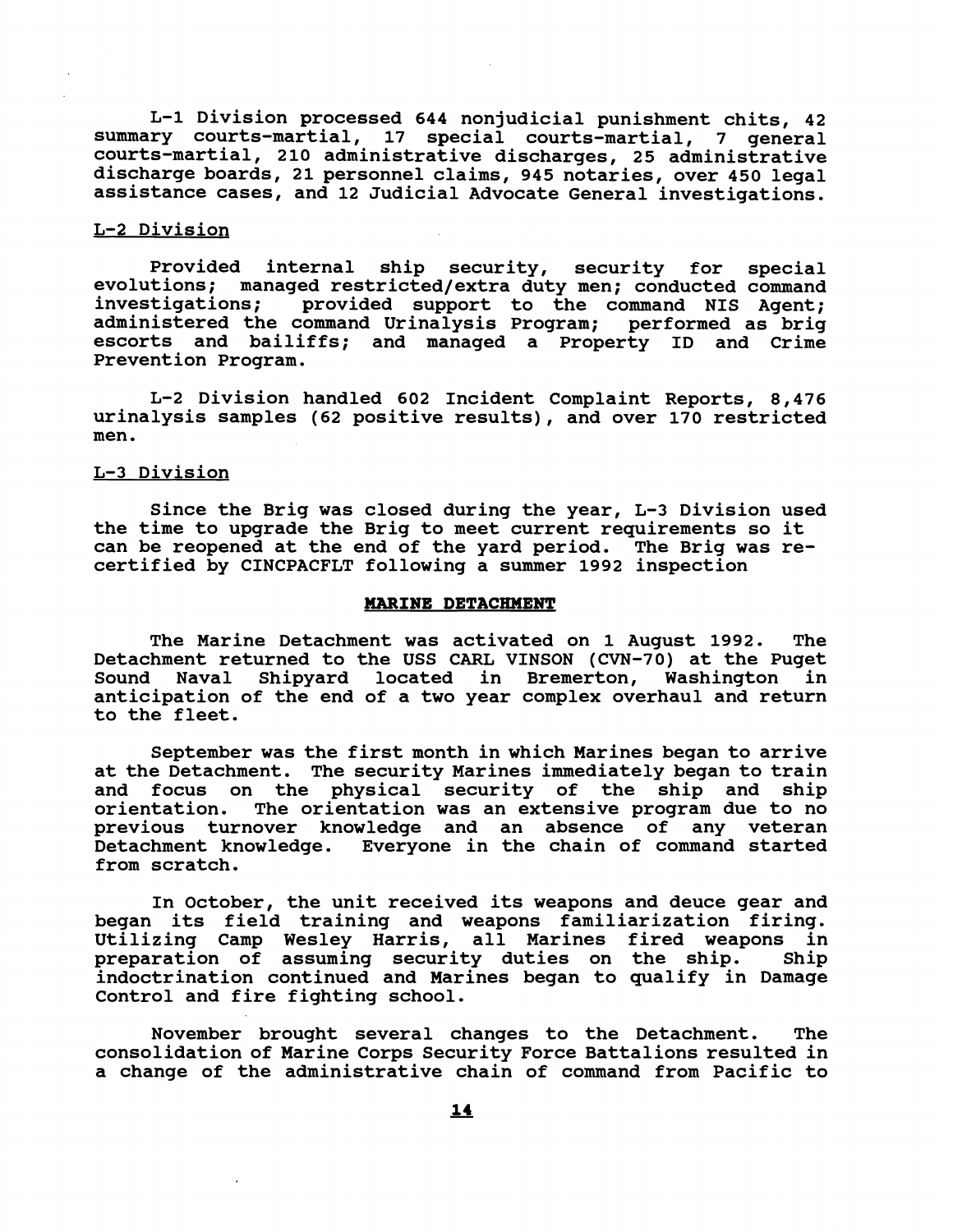L-1 Division processed 644 nonjudicial punishment chits, 42 summary courts-martial, 17 special courts-martial, 7 general courts-martial, 210 administrative discharges, 25 administrative discharge boards, 21 personnel claims, 945 notaries, over 450 legal assistance cases, and 12 Judicial Advocate General investigations.

## L-2 Division

Provided internal ship security, security for special evolutions; managed restricted/extra duty men; conducted command investigations; provided support to the command NIS Agent; administered the command Urinalysis Program; performed as brig escorts and bailiffs; and managed a Property ID and Crime Prevention Program.

L-2 Division handled 602 Incident Complaint Reports, 8,476 urinalysis samples (62 positive results), and over 170 restricted men.

## L-3 Division

Since the Brig was closed during the year, L-3 Division used the time to upgrade the Brig to meet current requirements so it can be reopened at the end of the yard period. The Brig was re-certified by CINCPACFLT following a summer 1992 inspection

## MARINE DETACHMENT

The Marine Detachment was activated on 1 August 1992. The Detachment returned to the USS CARL VINSON (CVN-70) at the Puget Sound Naval Shipyard located in Bremerton, Washington in anticipation of the end of a two year complex overhaul and return to the fleet.

September was the first month in which Marines began to arrive at the Detachment. The security Marines immediately began to train and focus on the physical security of the ship and ship orientation. The orientation was an extensive program due to no previous turnover knowledge and an absence of any veteran Detachment knowledge. Everyone in the chain of command started from scratch.

In October, the unit received its weapons and deuce gear and began its field training and weapons familiarization firing. Utilizing Camp Wesley Harris, all Marines fired weapons in preparation of assuming security duties on the ship. Ship indoctrination continued and Marines began to qualify in Damage Control and fire fighting school.

November brought several changes to the Detachment. The consolidation of Marine Corps Security Force Battalions resulted in a change of the administrative chain of command from Pacific to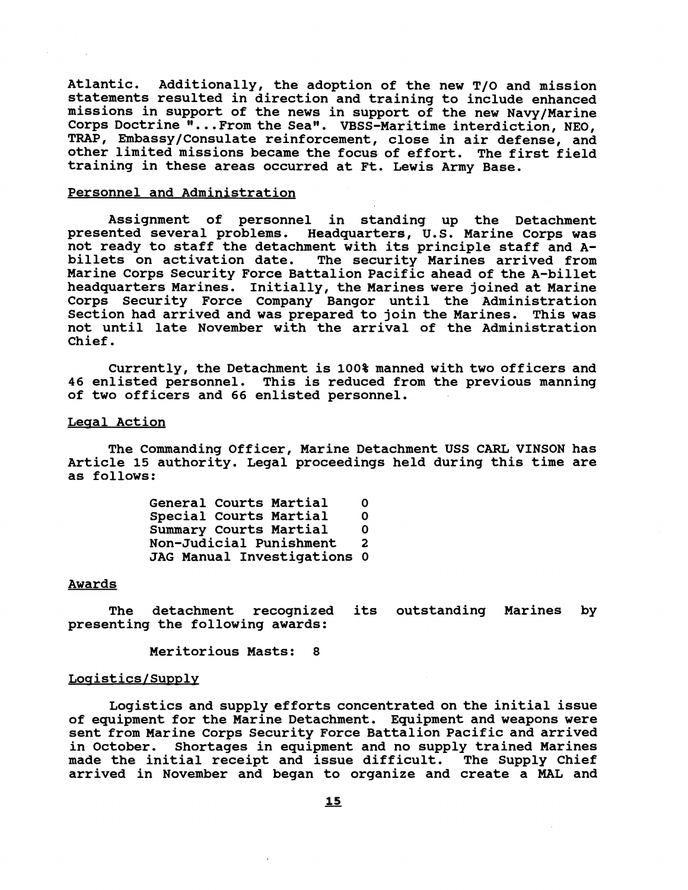Atlantic. Additionally, the adoption of the new T/O and mission statements resulted in direction and training to include enhanced missions in support of the news in support of the new Navy/Marine Corps Doctrine "...From the Sea". VBSS-Maritime interdiction, NEO, TRAP, Embassy/Consulate reinforcement, close in air defense, and other limited missions became the focus of effort. The first field training in these areas occurred at Ft. Lewis Army Base.

## Personnel and Administration

Assignment of personnel in standing up the Detachment presented several problems. Headquarters, U.S. Marine Corps was not ready to staff the detachment with its principle staff and A-billets on activation date. The security Marines arrived from Marine Corps Security Force Battalion Pacific ahead of the A-billet headquarters Marines. Initially, the Marines were joined at Marine Corps Security Force Company Bangor until the Administration Section had arrived and was prepared to join the Marines. This was not until late November with the arrival of the Administration Chief.

Currently, the Detachment is 100% manned with two officers and 46 enlisted personnel. This is reduced from the previous manning of two officers and 66 enlisted personnel.

## Legal Action

The Commanding Officer, Marine Detachment USS CARL VINSON has Article 15 authority. Legal proceedings held during this time are as follows:

| | |
|---|---|
| General Courts Martial | 0 |
| Special Courts Martial | 0 |
| Summary Courts Martial | 0 |
| Non-Judicial Punishment | 2 |
| JAG Manual Investigations | 0 |

## Awards

The detachment recognized its outstanding Marines by presenting the following awards:

Meritorious Masts: 8

## Logistics/Supply

Logistics and supply efforts concentrated on the initial issue of equipment for the Marine Detachment. Equipment and weapons were sent from Marine Corps Security Force Battalion Pacific and arrived in October. Shortages in equipment and no supply trained Marines made the initial receipt and issue difficult. The Supply Chief arrived in November and began to organize and create a MAL and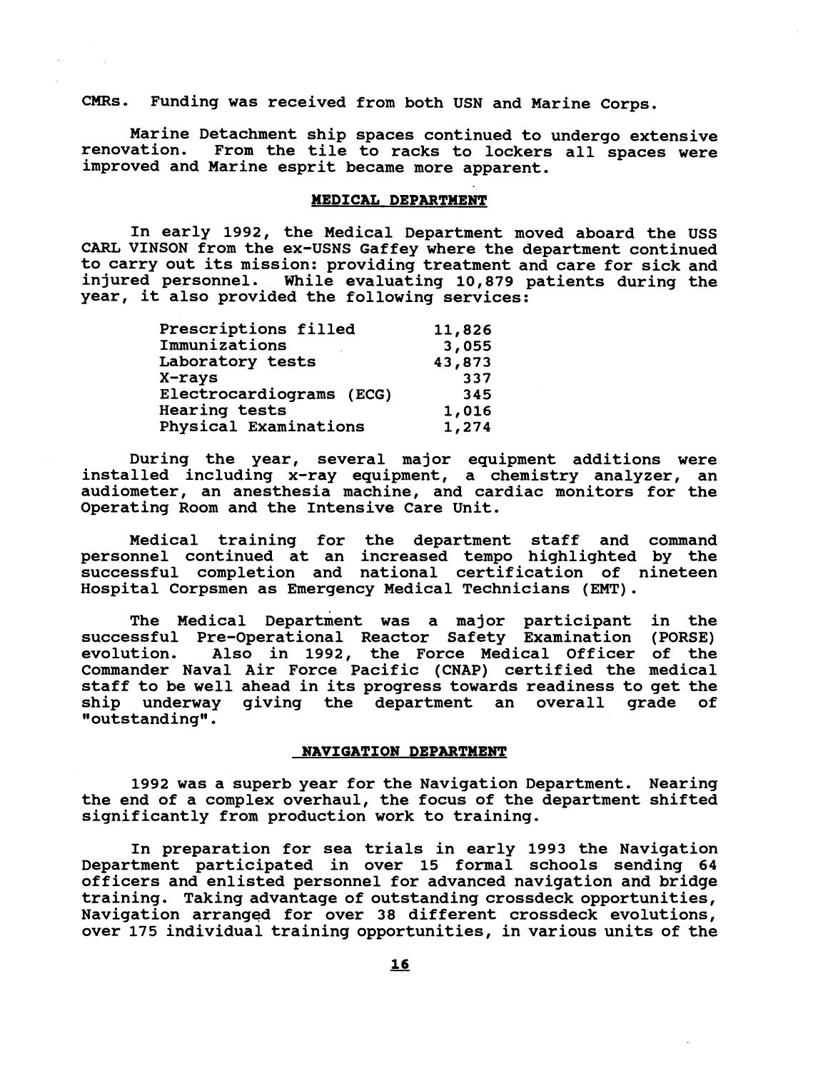CMRs. Funding was received from both USN and Marine Corps.

Marine Detachment ship spaces continued to undergo extensive renovation. From the tile to racks to lockers all spaces were improved and Marine esprit became more apparent.

## MEDICAL DEPARTMENT

In early 1992, the Medical Department moved aboard the USS CARL VINSON from the ex-USNS Gaffey where the department continued to carry out its mission: providing treatment and care for sick and injured personnel. While evaluating 10,879 patients during the year, it also provided the following services:

| Service | Count |
|---|---|
| Prescriptions filled | 11,826 |
| Immunizations | 3,055 |
| Laboratory tests | 43,873 |
| X-rays | 337 |
| Electrocardiograms (ECG) | 345 |
| Hearing tests | 1,016 |
| Physical Examinations | 1,274 |

During the year, several major equipment additions were installed including x-ray equipment, a chemistry analyzer, an audiometer, an anesthesia machine, and cardiac monitors for the Operating Room and the Intensive Care Unit.

Medical training for the department staff and command personnel continued at an increased tempo highlighted by the successful completion and national certification of nineteen Hospital Corpsmen as Emergency Medical Technicians (EMT).

The Medical Department was a major participant in the successful Pre-Operational Reactor Safety Examination (PORSE) evolution. Also in 1992, the Force Medical Officer of the Commander Naval Air Force Pacific (CNAP) certified the medical staff to be well ahead in its progress towards readiness to get the ship underway giving the department an overall grade of "outstanding".

## NAVIGATION DEPARTMENT

1992 was a superb year for the Navigation Department. Nearing the end of a complex overhaul, the focus of the department shifted significantly from production work to training.

In preparation for sea trials in early 1993 the Navigation Department participated in over 15 formal schools sending 64 officers and enlisted personnel for advanced navigation and bridge training. Taking advantage of outstanding crossdeck opportunities, Navigation arranged for over 38 different crossdeck evolutions, over 175 individual training opportunities, in various units of the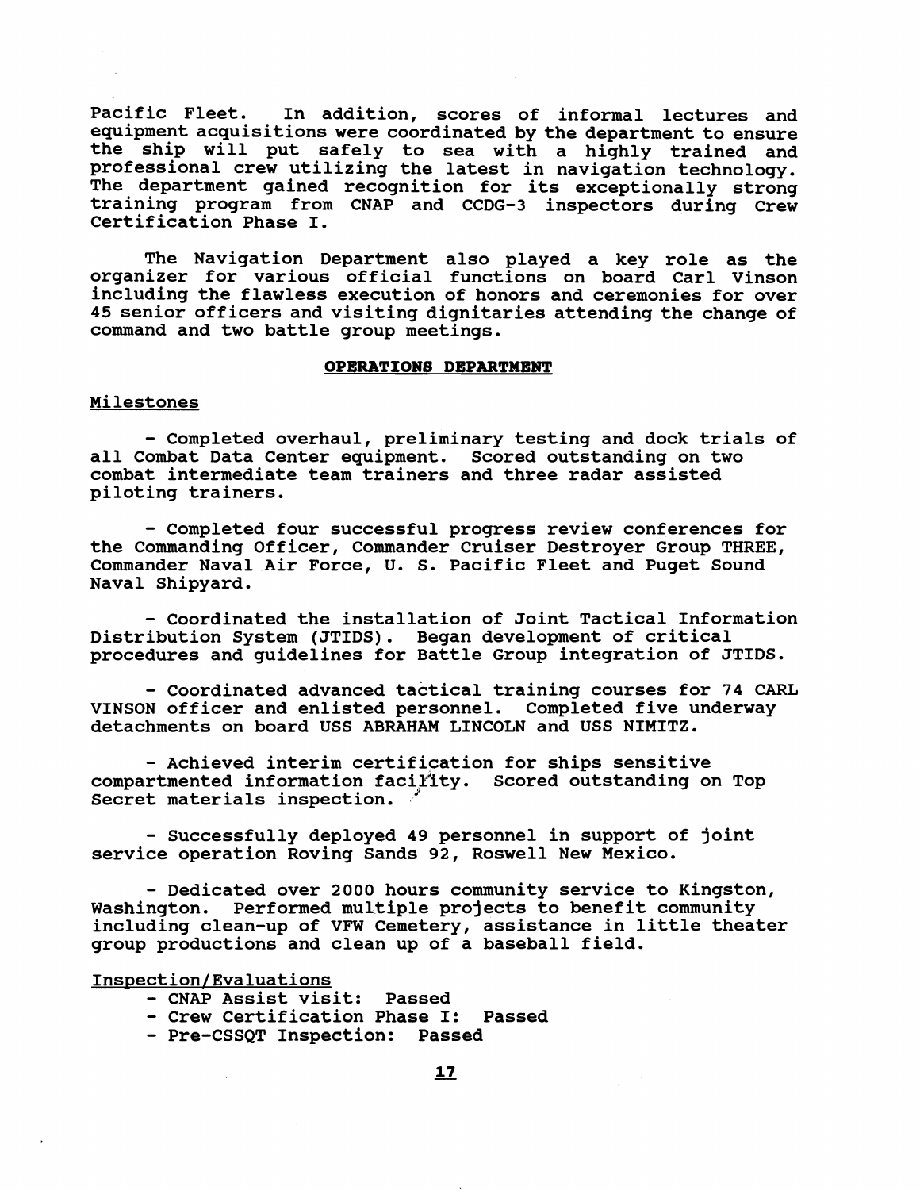Pacific Fleet. In addition, scores of informal lectures and equipment acquisitions were coordinated by the department to ensure the ship will put safely to sea with a highly trained and professional crew utilizing the latest in navigation technology. The department gained recognition for its exceptionally strong training program from CNAP and CCDG-3 inspectors during Crew Certification Phase I.

The Navigation Department also played a key role as the organizer for various official functions on board Carl Vinson including the flawless execution of honors and ceremonies for over 45 senior officers and visiting dignitaries attending the change of command and two battle group meetings.

## OPERATIONS DEPARTMENT

### Milestones

- Completed overhaul, preliminary testing and dock trials of all Combat Data Center equipment. Scored outstanding on two combat intermediate team trainers and three radar assisted piloting trainers.

- Completed four successful progress review conferences for the Commanding Officer, Commander Cruiser Destroyer Group THREE, Commander Naval Air Force, U. S. Pacific Fleet and Puget Sound Naval Shipyard.

- Coordinated the installation of Joint Tactical Information Distribution System (JTIDS). Began development of critical procedures and guidelines for Battle Group integration of JTIDS.

- Coordinated advanced tactical training courses for 74 CARL VINSON officer and enlisted personnel. Completed five underway detachments on board USS ABRAHAM LINCOLN and USS NIMITZ.

- Achieved interim certification for ships sensitive compartmented information facility. Scored outstanding on Top Secret materials inspection.

- Successfully deployed 49 personnel in support of joint service operation Roving Sands 92, Roswell New Mexico.

- Dedicated over 2000 hours community service to Kingston, Washington. Performed multiple projects to benefit community including clean-up of VFW Cemetery, assistance in little theater group productions and clean up of a baseball field.

### Inspection/Evaluations

- CNAP Assist visit: Passed
- Crew Certification Phase I: Passed
- Pre-CSSQT Inspection: Passed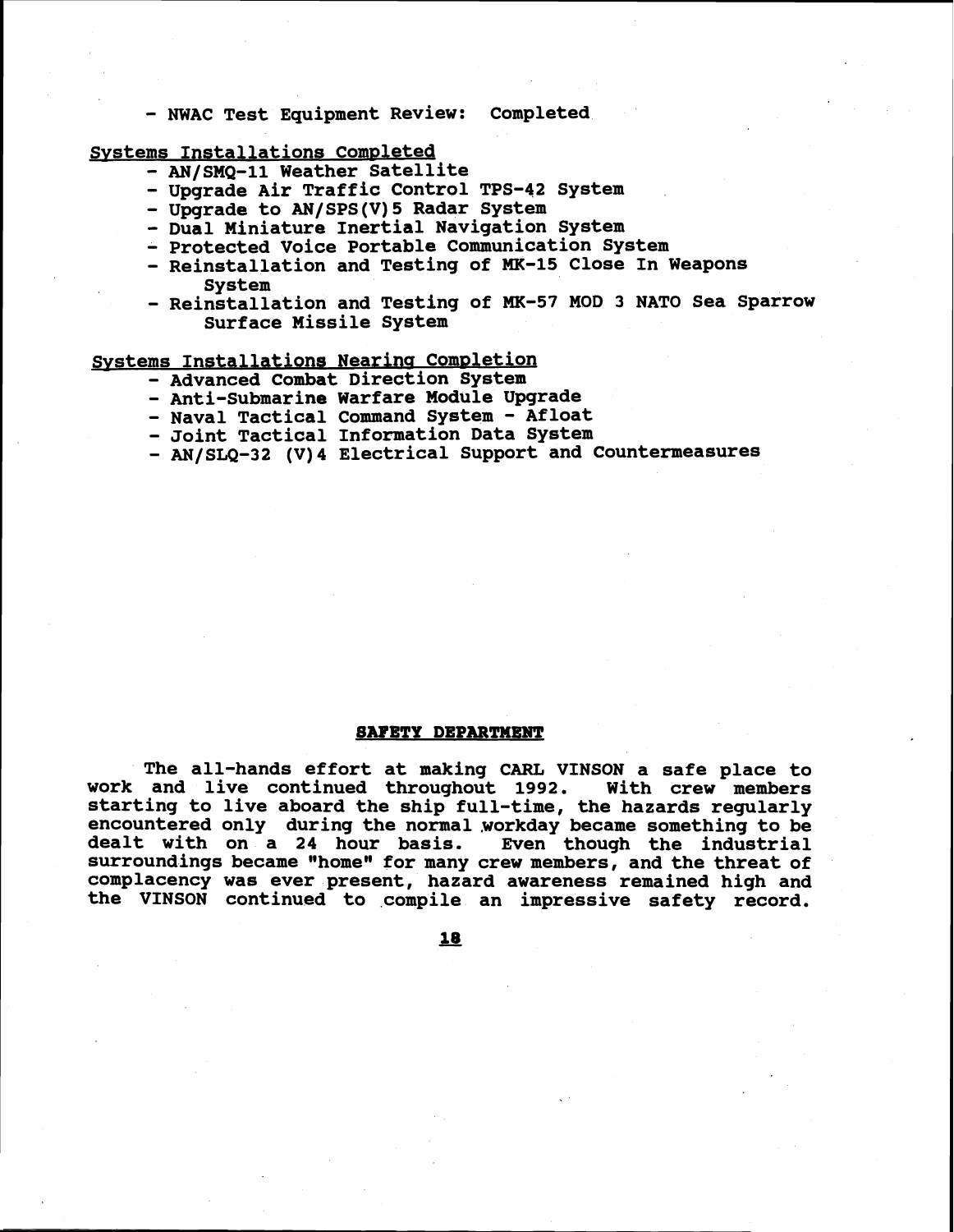- NWAC Test Equipment Review: Completed

## Systems Installations Completed

- AN/SMQ-11 Weather Satellite
- Upgrade Air Traffic Control TPS-42 System
- Upgrade to AN/SPS(V)5 Radar System
- Dual Miniature Inertial Navigation System
- Protected Voice Portable Communication System
- Reinstallation and Testing of MK-15 Close In Weapons System
- Reinstallation and Testing of MK-57 MOD 3 NATO Sea Sparrow Surface Missile System

## Systems Installations Nearing Completion

- Advanced Combat Direction System
- Anti-Submarine Warfare Module Upgrade
- Naval Tactical Command System - Afloat
- Joint Tactical Information Data System
- AN/SLQ-32 (V)4 Electrical Support and Countermeasures

## SAFETY DEPARTMENT

The all-hands effort at making CARL VINSON a safe place to work and live continued throughout 1992. With crew members starting to live aboard the ship full-time, the hazards regularly encountered only during the normal workday became something to be dealt with on a 24 hour basis. Even though the industrial surroundings became "home" for many crew members, and the threat of complacency was ever present, hazard awareness remained high and the VINSON continued to compile an impressive safety record.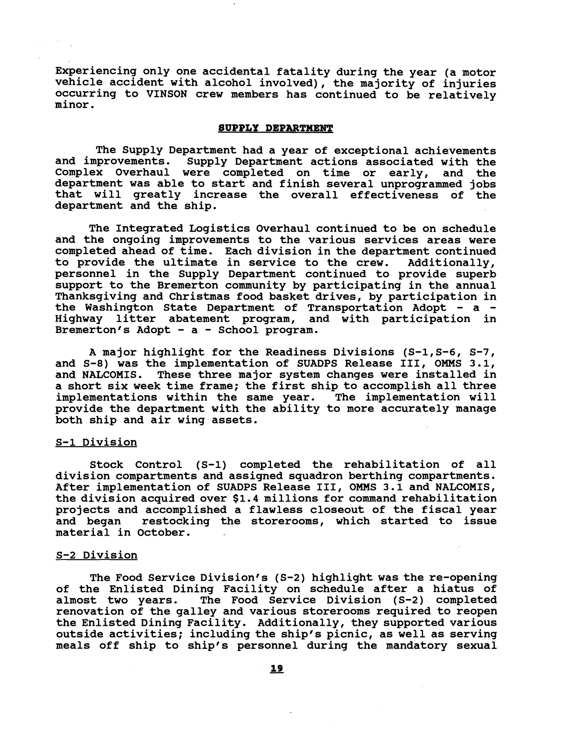Experiencing only one accidental fatality during the year (a motor vehicle accident with alcohol involved), the majority of injuries occurring to VINSON crew members has continued to be relatively minor.

## SUPPLY DEPARTMENT

The Supply Department had a year of exceptional achievements and improvements. Supply Department actions associated with the Complex Overhaul were completed on time or early, and the department was able to start and finish several unprogrammed jobs that will greatly increase the overall effectiveness of the department and the ship.

The Integrated Logistics Overhaul continued to be on schedule and the ongoing improvements to the various services areas were completed ahead of time. Each division in the department continued to provide the ultimate in service to the crew. Additionally, personnel in the Supply Department continued to provide superb support to the Bremerton community by participating in the annual Thanksgiving and Christmas food basket drives, by participation in the Washington State Department of Transportation Adopt - a - Highway litter abatement program, and with participation in Bremerton's Adopt - a - School program.

A major highlight for the Readiness Divisions (S-1,S-6, S-7, and S-8) was the implementation of SUADPS Release III, OMMS 3.1, and NALCOMIS. These three major system changes were installed in a short six week time frame; the first ship to accomplish all three implementations within the same year. The implementation will provide the department with the ability to more accurately manage both ship and air wing assets.

### S-1 Division

Stock Control (S-1) completed the rehabilitation of all division compartments and assigned squadron berthing compartments. After implementation of SUADPS Release III, OMMS 3.1 and NALCOMIS, the division acquired over $1.4 millions for command rehabilitation projects and accomplished a flawless closeout of the fiscal year and began restocking the storerooms, which started to issue material in October.

### S-2 Division

The Food Service Division's (S-2) highlight was the re-opening of the Enlisted Dining Facility on schedule after a hiatus of almost two years. The Food Service Division (S-2) completed renovation of the galley and various storerooms required to reopen the Enlisted Dining Facility. Additionally, they supported various outside activities; including the ship's picnic, as well as serving meals off ship to ship's personnel during the mandatory sexual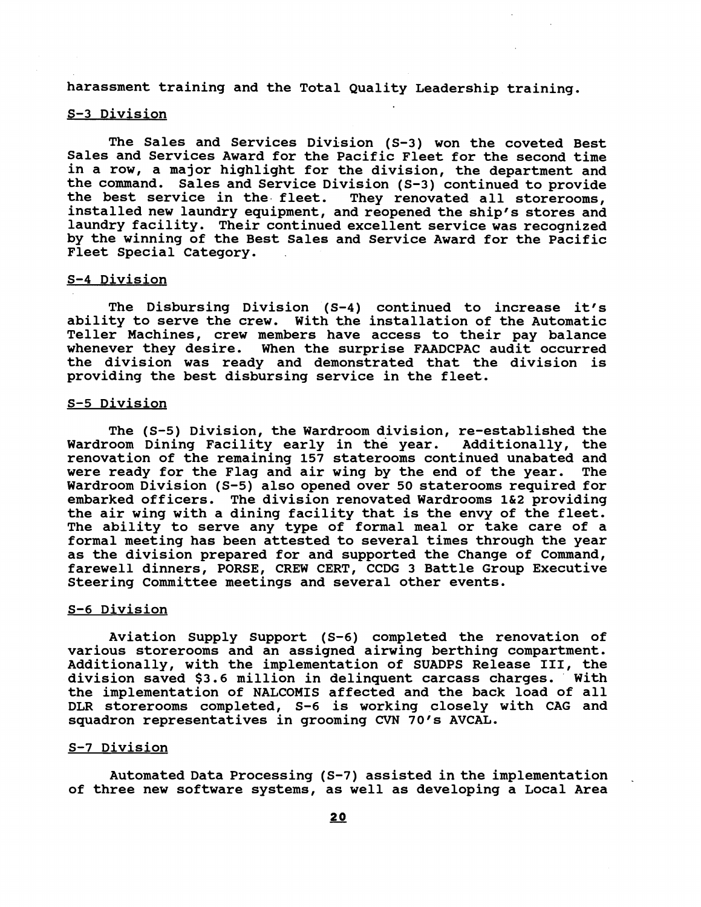harassment training and the Total Quality Leadership training.

### S-3 Division

The Sales and Services Division (S-3) won the coveted Best Sales and Services Award for the Pacific Fleet for the second time in a row, a major highlight for the division, the department and the command. Sales and Service Division (S-3) continued to provide the best service in the fleet. They renovated all storerooms, installed new laundry equipment, and reopened the ship's stores and laundry facility. Their continued excellent service was recognized by the winning of the Best Sales and Service Award for the Pacific Fleet Special Category.

### S-4 Division

The Disbursing Division (S-4) continued to increase it's ability to serve the crew. With the installation of the Automatic Teller Machines, crew members have access to their pay balance whenever they desire. When the surprise FAADCPAC audit occurred the division was ready and demonstrated that the division is providing the best disbursing service in the fleet.

### S-5 Division

The (S-5) Division, the Wardroom division, re-established the Wardroom Dining Facility early in the year. Additionally, the renovation of the remaining 157 staterooms continued unabated and were ready for the Flag and air wing by the end of the year. The Wardroom Division (S-5) also opened over 50 staterooms required for embarked officers. The division renovated Wardrooms 1&2 providing the air wing with a dining facility that is the envy of the fleet. The ability to serve any type of formal meal or take care of a formal meeting has been attested to several times through the year as the division prepared for and supported the Change of Command, farewell dinners, PORSE, CREW CERT, CCDG 3 Battle Group Executive Steering Committee meetings and several other events.

### S-6 Division

Aviation Supply Support (S-6) completed the renovation of various storerooms and an assigned airwing berthing compartment. Additionally, with the implementation of SUADPS Release III, the division saved $3.6 million in delinquent carcass charges. With the implementation of NALCOMIS affected and the back load of all DLR storerooms completed, S-6 is working closely with CAG and squadron representatives in grooming CVN 70's AVCAL.

### S-7 Division

Automated Data Processing (S-7) assisted in the implementation of three new software systems, as well as developing a Local Area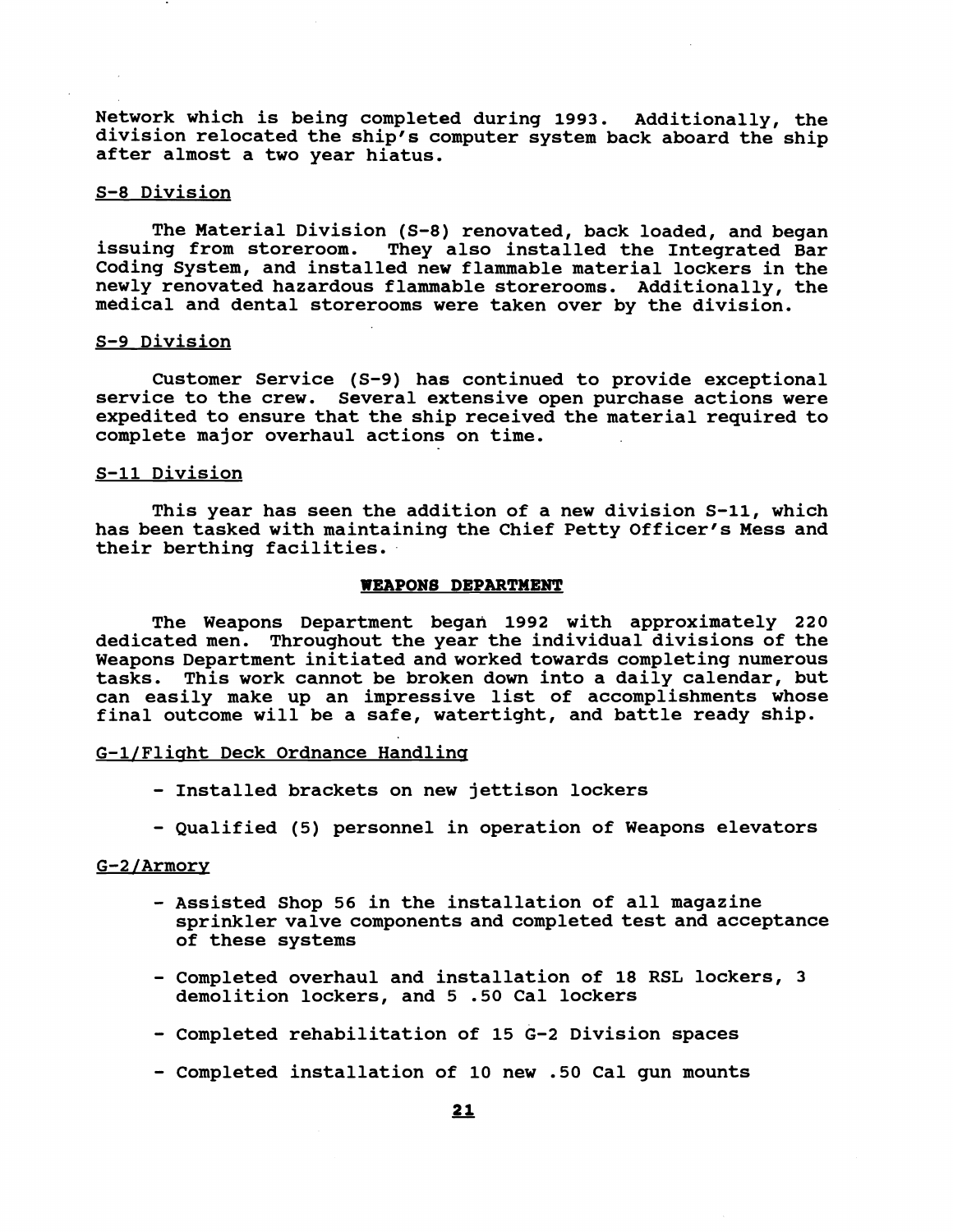Network which is being completed during 1993. Additionally, the division relocated the ship's computer system back aboard the ship after almost a two year hiatus.

### S-8 Division

The Material Division (S-8) renovated, back loaded, and began issuing from storeroom. They also installed the Integrated Bar Coding System, and installed new flammable material lockers in the newly renovated hazardous flammable storerooms. Additionally, the medical and dental storerooms were taken over by the division.

### S-9 Division

Customer Service (S-9) has continued to provide exceptional service to the crew. Several extensive open purchase actions were expedited to ensure that the ship received the material required to complete major overhaul actions on time.

### S-11 Division

This year has seen the addition of a new division S-11, which has been tasked with maintaining the Chief Petty Officer's Mess and their berthing facilities.

## WEAPONS DEPARTMENT

The Weapons Department began 1992 with approximately 220 dedicated men. Throughout the year the individual divisions of the Weapons Department initiated and worked towards completing numerous tasks. This work cannot be broken down into a daily calendar, but can easily make up an impressive list of accomplishments whose final outcome will be a safe, watertight, and battle ready ship.

### G-1/Flight Deck Ordnance Handling

- Installed brackets on new jettison lockers
- Qualified (5) personnel in operation of Weapons elevators

### G-2/Armory

- Assisted Shop 56 in the installation of all magazine sprinkler valve components and completed test and acceptance of these systems
- Completed overhaul and installation of 18 RSL lockers, 3 demolition lockers, and 5 .50 Cal lockers
- Completed rehabilitation of 15 G-2 Division spaces
- Completed installation of 10 new .50 Cal gun mounts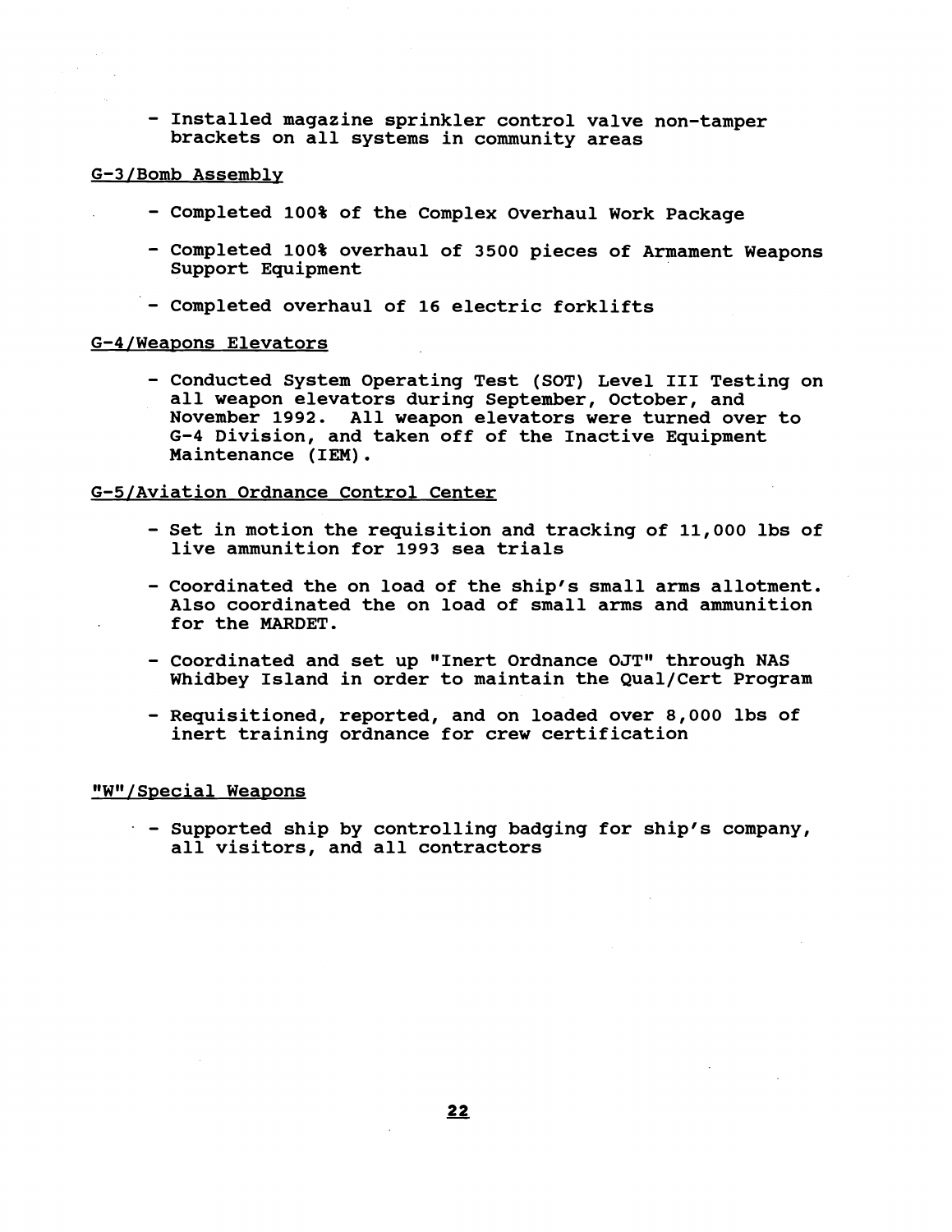- Installed magazine sprinkler control valve non-tamper brackets on all systems in community areas

G-3/Bomb Assembly

- Completed 100% of the Complex Overhaul Work Package
- Completed 100% overhaul of 3500 pieces of Armament Weapons Support Equipment
- Completed overhaul of 16 electric forklifts

G-4/Weapons Elevators

- Conducted System Operating Test (SOT) Level III Testing on all weapon elevators during September, October, and November 1992. All weapon elevators were turned over to G-4 Division, and taken off of the Inactive Equipment Maintenance (IEM).

G-5/Aviation Ordnance Control Center

- Set in motion the requisition and tracking of 11,000 lbs of live ammunition for 1993 sea trials
- Coordinated the on load of the ship's small arms allotment. Also coordinated the on load of small arms and ammunition for the MARDET.
- Coordinated and set up "Inert Ordnance OJT" through NAS Whidbey Island in order to maintain the Qual/Cert Program
- Requisitioned, reported, and on loaded over 8,000 lbs of inert training ordnance for crew certification

"W"/Special Weapons

- Supported ship by controlling badging for ship's company, all visitors, and all contractors